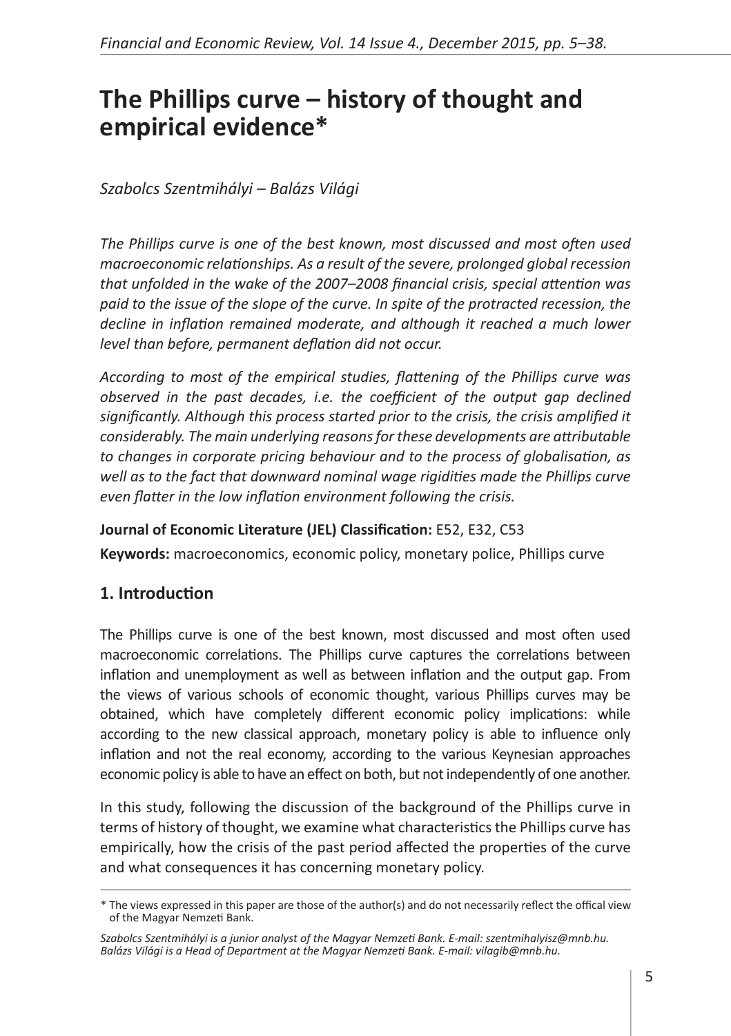# The Phillips curve – history of thought and empirical evidence*

*Szabolcs Szentmihályi – Balázs Világi*

*The Phillips curve is one of the best known, most discussed and most often used macroeconomic relationships. As a result of the severe, prolonged global recession that unfolded in the wake of the 2007–2008 financial crisis, special attention was paid to the issue of the slope of the curve. In spite of the protracted recession, the decline in inflation remained moderate, and although it reached a much lower level than before, permanent deflation did not occur.*

*According to most of the empirical studies, flattening of the Phillips curve was observed in the past decades, i.e. the coefficient of the output gap declined significantly. Although this process started prior to the crisis, the crisis amplified it considerably. The main underlying reasons for these developments are attributable to changes in corporate pricing behaviour and to the process of globalisation, as well as to the fact that downward nominal wage rigidities made the Phillips curve even flatter in the low inflation environment following the crisis.*

**Journal of Economic Literature (JEL) Classification:** E52, E32, C53

**Keywords:** macroeconomics, economic policy, monetary police, Phillips curve

## 1. Introduction

The Phillips curve is one of the best known, most discussed and most often used macroeconomic correlations. The Phillips curve captures the correlations between inflation and unemployment as well as between inflation and the output gap. From the views of various schools of economic thought, various Phillips curves may be obtained, which have completely different economic policy implications: while according to the new classical approach, monetary policy is able to influence only inflation and not the real economy, according to the various Keynesian approaches economic policy is able to have an effect on both, but not independently of one another.

In this study, following the discussion of the background of the Phillips curve in terms of history of thought, we examine what characteristics the Phillips curve has empirically, how the crisis of the past period affected the properties of the curve and what consequences it has concerning monetary policy.

\* The views expressed in this paper are those of the author(s) and do not necessarily reflect the offical view of the Magyar Nemzeti Bank.

*Szabolcs Szentmihályi is a junior analyst of the Magyar Nemzeti Bank. E-mail: szentmihalyisz@mnb.hu.*
*Balázs Világi is a Head of Department at the Magyar Nemzeti Bank. E-mail: vilagib@mnb.hu.*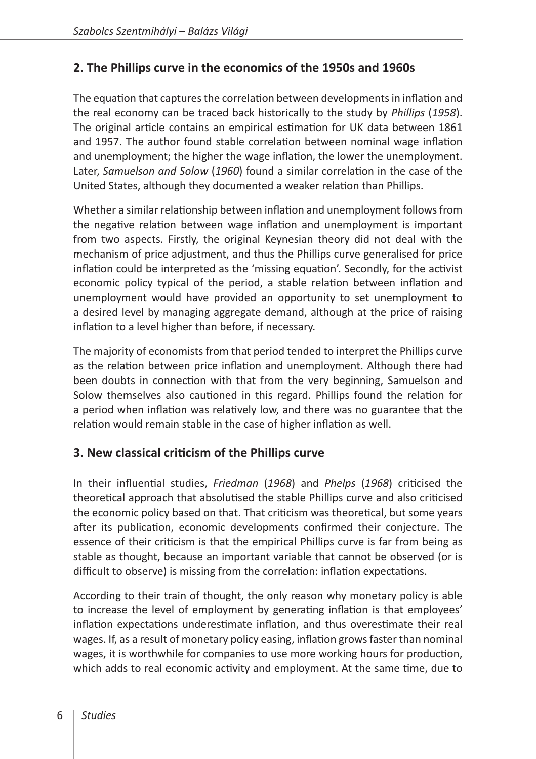## 2. The Phillips curve in the economics of the 1950s and 1960s

The equation that captures the correlation between developments in inflation and the real economy can be traced back historically to the study by *Phillips* (*1958*). The original article contains an empirical estimation for UK data between 1861 and 1957. The author found stable correlation between nominal wage inflation and unemployment; the higher the wage inflation, the lower the unemployment. Later, *Samuelson and Solow* (*1960*) found a similar correlation in the case of the United States, although they documented a weaker relation than Phillips.

Whether a similar relationship between inflation and unemployment follows from the negative relation between wage inflation and unemployment is important from two aspects. Firstly, the original Keynesian theory did not deal with the mechanism of price adjustment, and thus the Phillips curve generalised for price inflation could be interpreted as the 'missing equation'. Secondly, for the activist economic policy typical of the period, a stable relation between inflation and unemployment would have provided an opportunity to set unemployment to a desired level by managing aggregate demand, although at the price of raising inflation to a level higher than before, if necessary.

The majority of economists from that period tended to interpret the Phillips curve as the relation between price inflation and unemployment. Although there had been doubts in connection with that from the very beginning, Samuelson and Solow themselves also cautioned in this regard. Phillips found the relation for a period when inflation was relatively low, and there was no guarantee that the relation would remain stable in the case of higher inflation as well.

## 3. New classical criticism of the Phillips curve

In their influential studies, *Friedman* (*1968*) and *Phelps* (*1968*) criticised the theoretical approach that absolutised the stable Phillips curve and also criticised the economic policy based on that. That criticism was theoretical, but some years after its publication, economic developments confirmed their conjecture. The essence of their criticism is that the empirical Phillips curve is far from being as stable as thought, because an important variable that cannot be observed (or is difficult to observe) is missing from the correlation: inflation expectations.

According to their train of thought, the only reason why monetary policy is able to increase the level of employment by generating inflation is that employees' inflation expectations underestimate inflation, and thus overestimate their real wages. If, as a result of monetary policy easing, inflation grows faster than nominal wages, it is worthwhile for companies to use more working hours for production, which adds to real economic activity and employment. At the same time, due to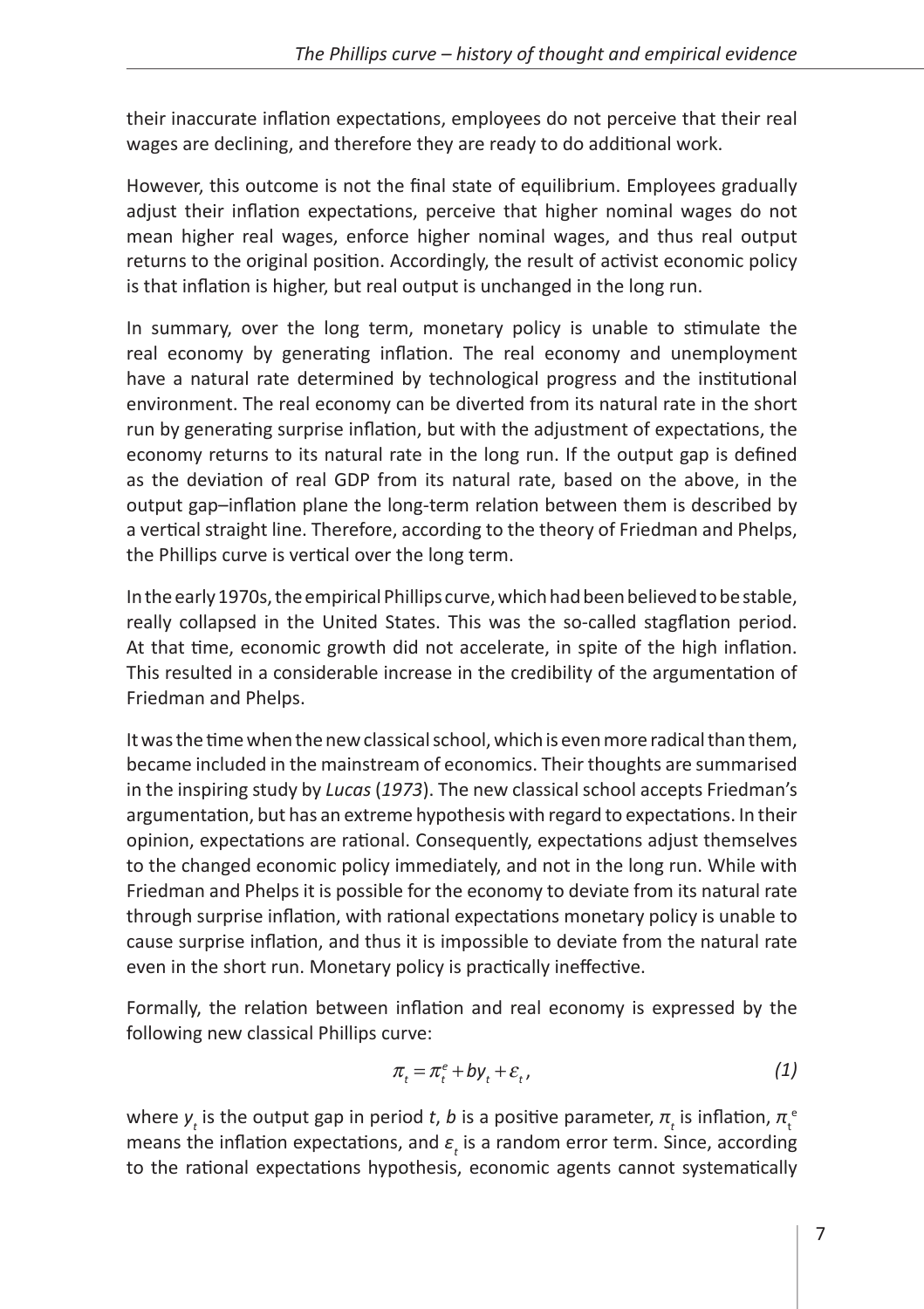their inaccurate inflation expectations, employees do not perceive that their real wages are declining, and therefore they are ready to do additional work.

However, this outcome is not the final state of equilibrium. Employees gradually adjust their inflation expectations, perceive that higher nominal wages do not mean higher real wages, enforce higher nominal wages, and thus real output returns to the original position. Accordingly, the result of activist economic policy is that inflation is higher, but real output is unchanged in the long run.

In summary, over the long term, monetary policy is unable to stimulate the real economy by generating inflation. The real economy and unemployment have a natural rate determined by technological progress and the institutional environment. The real economy can be diverted from its natural rate in the short run by generating surprise inflation, but with the adjustment of expectations, the economy returns to its natural rate in the long run. If the output gap is defined as the deviation of real GDP from its natural rate, based on the above, in the output gap–inflation plane the long-term relation between them is described by a vertical straight line. Therefore, according to the theory of Friedman and Phelps, the Phillips curve is vertical over the long term.

In the early 1970s, the empirical Phillips curve, which had been believed to be stable, really collapsed in the United States. This was the so-called stagflation period. At that time, economic growth did not accelerate, in spite of the high inflation. This resulted in a considerable increase in the credibility of the argumentation of Friedman and Phelps.

It was the time when the new classical school, which is even more radical than them, became included in the mainstream of economics. Their thoughts are summarised in the inspiring study by *Lucas* (*1973*). The new classical school accepts Friedman's argumentation, but has an extreme hypothesis with regard to expectations. In their opinion, expectations are rational. Consequently, expectations adjust themselves to the changed economic policy immediately, and not in the long run. While with Friedman and Phelps it is possible for the economy to deviate from its natural rate through surprise inflation, with rational expectations monetary policy is unable to cause surprise inflation, and thus it is impossible to deviate from the natural rate even in the short run. Monetary policy is practically ineffective.

Formally, the relation between inflation and real economy is expressed by the following new classical Phillips curve:

$$\pi_t = \pi_t^e + by_t + \varepsilon_t, \tag{1}$$

where $y_t$ is the output gap in period $t$, $b$ is a positive parameter, $\pi_t$ is inflation, $\pi_t^e$ means the inflation expectations, and $\varepsilon_t$ is a random error term. Since, according to the rational expectations hypothesis, economic agents cannot systematically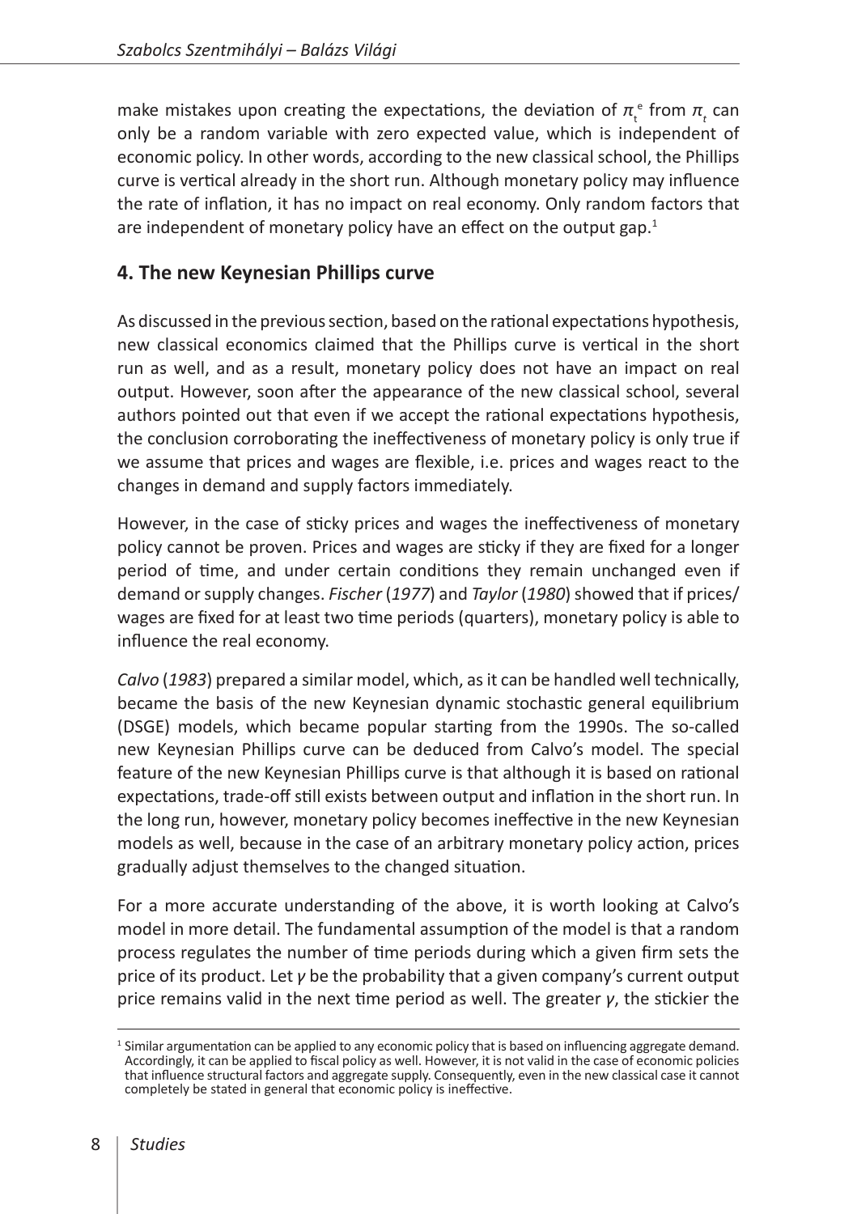make mistakes upon creating the expectations, the deviation of $\pi_t^e$ from $\pi_t$ can only be a random variable with zero expected value, which is independent of economic policy. In other words, according to the new classical school, the Phillips curve is vertical already in the short run. Although monetary policy may influence the rate of inflation, it has no impact on real economy. Only random factors that are independent of monetary policy have an effect on the output gap.[1]

## 4. The new Keynesian Phillips curve

As discussed in the previous section, based on the rational expectations hypothesis, new classical economics claimed that the Phillips curve is vertical in the short run as well, and as a result, monetary policy does not have an impact on real output. However, soon after the appearance of the new classical school, several authors pointed out that even if we accept the rational expectations hypothesis, the conclusion corroborating the ineffectiveness of monetary policy is only true if we assume that prices and wages are flexible, i.e. prices and wages react to the changes in demand and supply factors immediately.

However, in the case of sticky prices and wages the ineffectiveness of monetary policy cannot be proven. Prices and wages are sticky if they are fixed for a longer period of time, and under certain conditions they remain unchanged even if demand or supply changes. *Fischer* (*1977*) and *Taylor* (*1980*) showed that if prices/wages are fixed for at least two time periods (quarters), monetary policy is able to influence the real economy.

*Calvo* (*1983*) prepared a similar model, which, as it can be handled well technically, became the basis of the new Keynesian dynamic stochastic general equilibrium (DSGE) models, which became popular starting from the 1990s. The so-called new Keynesian Phillips curve can be deduced from Calvo's model. The special feature of the new Keynesian Phillips curve is that although it is based on rational expectations, trade-off still exists between output and inflation in the short run. In the long run, however, monetary policy becomes ineffective in the new Keynesian models as well, because in the case of an arbitrary monetary policy action, prices gradually adjust themselves to the changed situation.

For a more accurate understanding of the above, it is worth looking at Calvo's model in more detail. The fundamental assumption of the model is that a random process regulates the number of time periods during which a given firm sets the price of its product. Let $\gamma$ be the probability that a given company's current output price remains valid in the next time period as well. The greater $\gamma$, the stickier the

[1] Similar argumentation can be applied to any economic policy that is based on influencing aggregate demand. Accordingly, it can be applied to fiscal policy as well. However, it is not valid in the case of economic policies that influence structural factors and aggregate supply. Consequently, even in the new classical case it cannot completely be stated in general that economic policy is ineffective.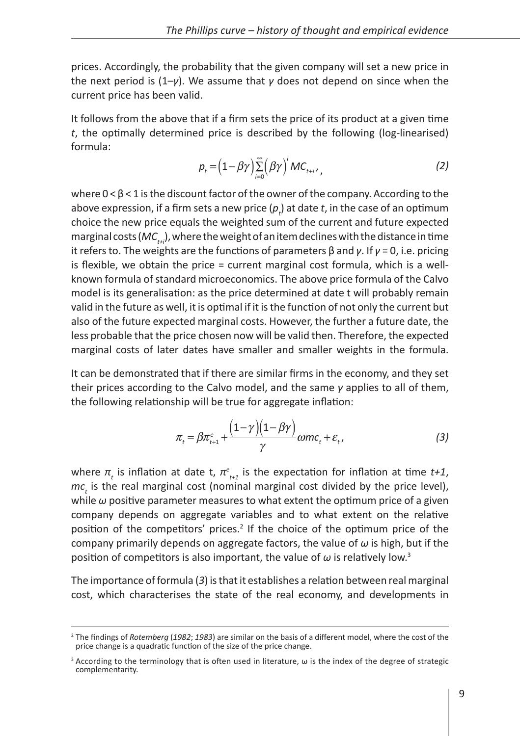prices. Accordingly, the probability that the given company will set a new price in the next period is ($1–\gamma$). We assume that $\gamma$ does not depend on since when the current price has been valid.

It follows from the above that if a firm sets the price of its product at a given time $t$, the optimally determined price is described by the following (log-linearised) formula:

$$p_t = \left(1-\beta\gamma\right)\sum_{i=0}^{\infty}\left(\beta\gamma\right)^i MC_{t+i}, \tag{2}$$

where $0 < \beta < 1$ is the discount factor of the owner of the company. According to the above expression, if a firm sets a new price ($p_t$) at date $t$, in the case of an optimum choice the new price equals the weighted sum of the current and future expected marginal costs ($MC_{t+i}$), where the weight of an item declines with the distance in time it refers to. The weights are the functions of parameters $\beta$ and $\gamma$. If $\gamma = 0$, i.e. pricing is flexible, we obtain the price = current marginal cost formula, which is a well-known formula of standard microeconomics. The above price formula of the Calvo model is its generalisation: as the price determined at date t will probably remain valid in the future as well, it is optimal if it is the function of not only the current but also of the future expected marginal costs. However, the further a future date, the less probable that the price chosen now will be valid then. Therefore, the expected marginal costs of later dates have smaller and smaller weights in the formula.

It can be demonstrated that if there are similar firms in the economy, and they set their prices according to the Calvo model, and the same $\gamma$ applies to all of them, the following relationship will be true for aggregate inflation:

$$\pi_t = \beta\pi^e_{t+1} + \frac{\left(1-\gamma\right)\left(1-\beta\gamma\right)}{\gamma}\omega mc_t + \varepsilon_t, \tag{3}$$

where $\pi_t$ is inflation at date t, $\pi^e_{t+1}$ is the expectation for inflation at time $t+1$, $mc_t$ is the real marginal cost (nominal marginal cost divided by the price level), while $\omega$ positive parameter measures to what extent the optimum price of a given company depends on aggregate variables and to what extent on the relative position of the competitors' prices.[2] If the choice of the optimum price of the company primarily depends on aggregate factors, the value of $\omega$ is high, but if the position of competitors is also important, the value of $\omega$ is relatively low.[3]

The importance of formula (*3*) is that it establishes a relation between real marginal cost, which characterises the state of the real economy, and developments in

---

[2] The findings of *Rotemberg* (*1982*; *1983*) are similar on the basis of a different model, where the cost of the price change is a quadratic function of the size of the price change.

[3] According to the terminology that is often used in literature, $\omega$ is the index of the degree of strategic complementarity.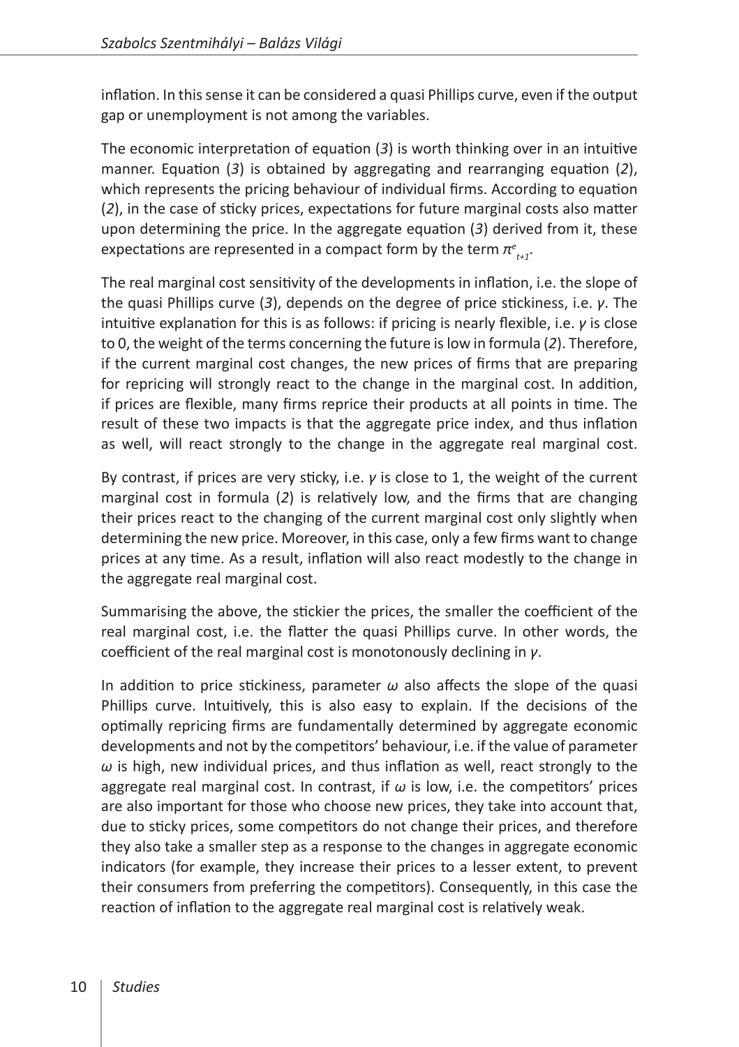inflation. In this sense it can be considered a quasi Phillips curve, even if the output gap or unemployment is not among the variables.

The economic interpretation of equation (*3*) is worth thinking over in an intuitive manner. Equation (*3*) is obtained by aggregating and rearranging equation (*2*), which represents the pricing behaviour of individual firms. According to equation (*2*), in the case of sticky prices, expectations for future marginal costs also matter upon determining the price. In the aggregate equation (*3*) derived from it, these expectations are represented in a compact form by the term $\pi^e_{t+1}$.

The real marginal cost sensitivity of the developments in inflation, i.e. the slope of the quasi Phillips curve (*3*), depends on the degree of price stickiness, i.e. $\gamma$. The intuitive explanation for this is as follows: if pricing is nearly flexible, i.e. $\gamma$ is close to 0, the weight of the terms concerning the future is low in formula (*2*). Therefore, if the current marginal cost changes, the new prices of firms that are preparing for repricing will strongly react to the change in the marginal cost. In addition, if prices are flexible, many firms reprice their products at all points in time. The result of these two impacts is that the aggregate price index, and thus inflation as well, will react strongly to the change in the aggregate real marginal cost.

By contrast, if prices are very sticky, i.e. $\gamma$ is close to 1, the weight of the current marginal cost in formula (*2*) is relatively low, and the firms that are changing their prices react to the changing of the current marginal cost only slightly when determining the new price. Moreover, in this case, only a few firms want to change prices at any time. As a result, inflation will also react modestly to the change in the aggregate real marginal cost.

Summarising the above, the stickier the prices, the smaller the coefficient of the real marginal cost, i.e. the flatter the quasi Phillips curve. In other words, the coefficient of the real marginal cost is monotonously declining in $\gamma$.

In addition to price stickiness, parameter $\omega$ also affects the slope of the quasi Phillips curve. Intuitively, this is also easy to explain. If the decisions of the optimally repricing firms are fundamentally determined by aggregate economic developments and not by the competitors' behaviour, i.e. if the value of parameter $\omega$ is high, new individual prices, and thus inflation as well, react strongly to the aggregate real marginal cost. In contrast, if $\omega$ is low, i.e. the competitors' prices are also important for those who choose new prices, they take into account that, due to sticky prices, some competitors do not change their prices, and therefore they also take a smaller step as a response to the changes in aggregate economic indicators (for example, they increase their prices to a lesser extent, to prevent their consumers from preferring the competitors). Consequently, in this case the reaction of inflation to the aggregate real marginal cost is relatively weak.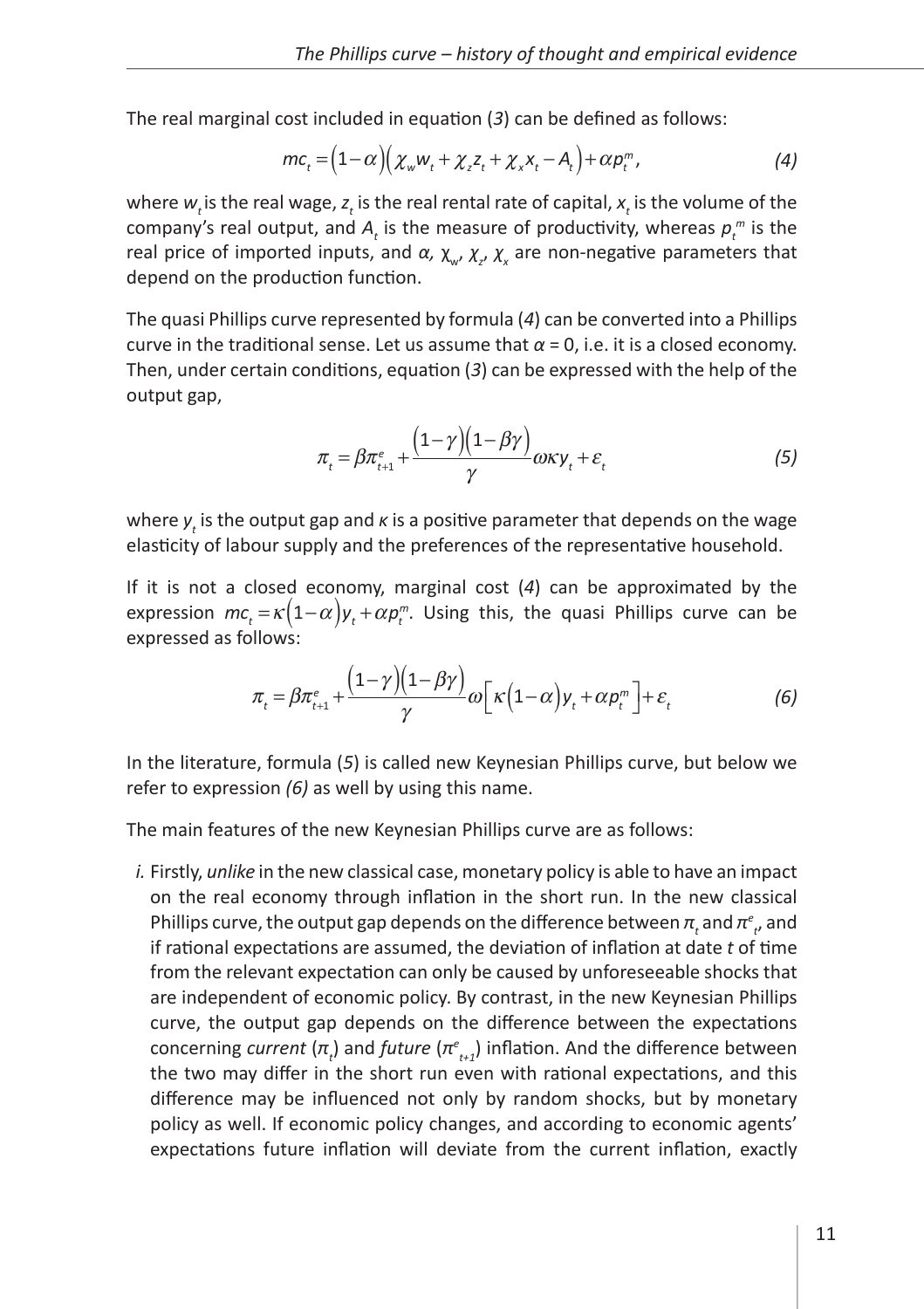The real marginal cost included in equation (*3*) can be defined as follows:

$$mc_t = \left(1-\alpha\right)\left(\chi_w w_t + \chi_z z_t + \chi_x x_t - A_t\right) + \alpha p_t^m, \tag{4}$$

where $w_t$ is the real wage, $z_t$ is the real rental rate of capital, $x_t$ is the volume of the company's real output, and $A_t$ is the measure of productivity, whereas $p_t^m$ is the real price of imported inputs, and $\alpha$, $\chi_w$, $\chi_z$, $\chi_x$ are non-negative parameters that depend on the production function.

The quasi Phillips curve represented by formula (*4*) can be converted into a Phillips curve in the traditional sense. Let us assume that $\alpha = 0$, i.e. it is a closed economy. Then, under certain conditions, equation (*3*) can be expressed with the help of the output gap,

$$\pi_t = \beta \pi_{t+1}^e + \frac{\left(1-\gamma\right)\left(1-\beta\gamma\right)}{\gamma} \omega \kappa y_t + \varepsilon_t \tag{5}$$

where $y_t$ is the output gap and $\kappa$ is a positive parameter that depends on the wage elasticity of labour supply and the preferences of the representative household.

If it is not a closed economy, marginal cost (*4*) can be approximated by the expression $mc_t = \kappa\left(1-\alpha\right)y_t + \alpha p_t^m$. Using this, the quasi Phillips curve can be expressed as follows:

$$\pi_t = \beta \pi_{t+1}^e + \frac{\left(1-\gamma\right)\left(1-\beta\gamma\right)}{\gamma} \omega \left[\kappa\left(1-\alpha\right)y_t + \alpha p_t^m\right] + \varepsilon_t \tag{6}$$

In the literature, formula (*5*) is called new Keynesian Phillips curve, but below we refer to expression *(6)* as well by using this name.

The main features of the new Keynesian Phillips curve are as follows:

*i.* Firstly, *unlike* in the new classical case, monetary policy is able to have an impact on the real economy through inflation in the short run. In the new classical Phillips curve, the output gap depends on the difference between $\pi_t$ and $\pi_t^e$, and if rational expectations are assumed, the deviation of inflation at date *t* of time from the relevant expectation can only be caused by unforeseeable shocks that are independent of economic policy. By contrast, in the new Keynesian Phillips curve, the output gap depends on the difference between the expectations concerning *current* ($\pi_t$) and *future* ($\pi_{t+1}^e$) inflation. And the difference between the two may differ in the short run even with rational expectations, and this difference may be influenced not only by random shocks, but by monetary policy as well. If economic policy changes, and according to economic agents' expectations future inflation will deviate from the current inflation, exactly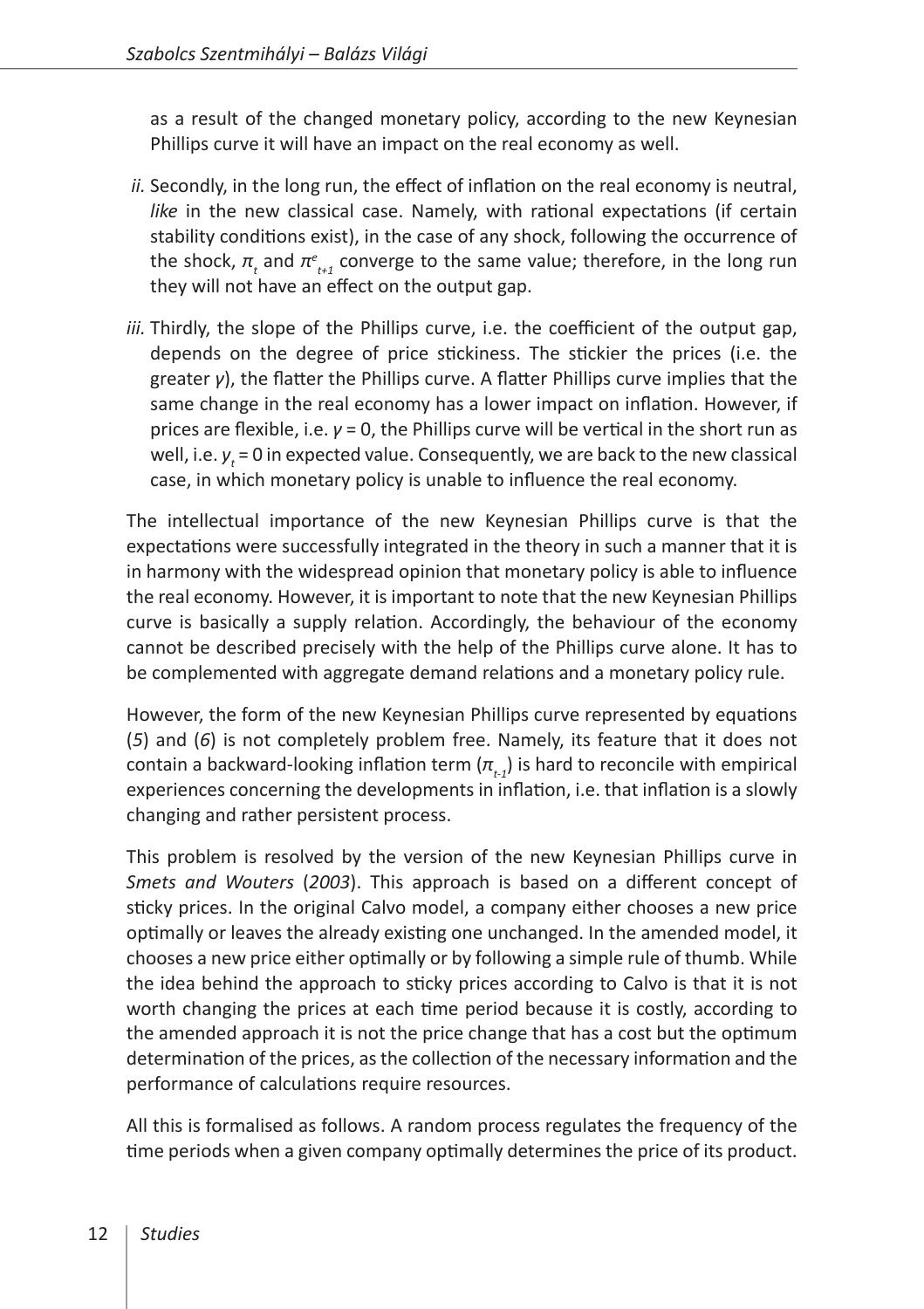as a result of the changed monetary policy, according to the new Keynesian Phillips curve it will have an impact on the real economy as well.

*ii.* Secondly, in the long run, the effect of inflation on the real economy is neutral, *like* in the new classical case. Namely, with rational expectations (if certain stability conditions exist), in the case of any shock, following the occurrence of the shock, $\pi_t$ and $\pi^e_{t+1}$ converge to the same value; therefore, in the long run they will not have an effect on the output gap.

*iii.* Thirdly, the slope of the Phillips curve, i.e. the coefficient of the output gap, depends on the degree of price stickiness. The stickier the prices (i.e. the greater $\gamma$), the flatter the Phillips curve. A flatter Phillips curve implies that the same change in the real economy has a lower impact on inflation. However, if prices are flexible, i.e. $\gamma = 0$, the Phillips curve will be vertical in the short run as well, i.e. $y_t = 0$ in expected value. Consequently, we are back to the new classical case, in which monetary policy is unable to influence the real economy.

The intellectual importance of the new Keynesian Phillips curve is that the expectations were successfully integrated in the theory in such a manner that it is in harmony with the widespread opinion that monetary policy is able to influence the real economy. However, it is important to note that the new Keynesian Phillips curve is basically a supply relation. Accordingly, the behaviour of the economy cannot be described precisely with the help of the Phillips curve alone. It has to be complemented with aggregate demand relations and a monetary policy rule.

However, the form of the new Keynesian Phillips curve represented by equations (*5*) and (*6*) is not completely problem free. Namely, its feature that it does not contain a backward-looking inflation term ($\pi_{t-1}$) is hard to reconcile with empirical experiences concerning the developments in inflation, i.e. that inflation is a slowly changing and rather persistent process.

This problem is resolved by the version of the new Keynesian Phillips curve in *Smets and Wouters* (*2003*). This approach is based on a different concept of sticky prices. In the original Calvo model, a company either chooses a new price optimally or leaves the already existing one unchanged. In the amended model, it chooses a new price either optimally or by following a simple rule of thumb. While the idea behind the approach to sticky prices according to Calvo is that it is not worth changing the prices at each time period because it is costly, according to the amended approach it is not the price change that has a cost but the optimum determination of the prices, as the collection of the necessary information and the performance of calculations require resources.

All this is formalised as follows. A random process regulates the frequency of the time periods when a given company optimally determines the price of its product.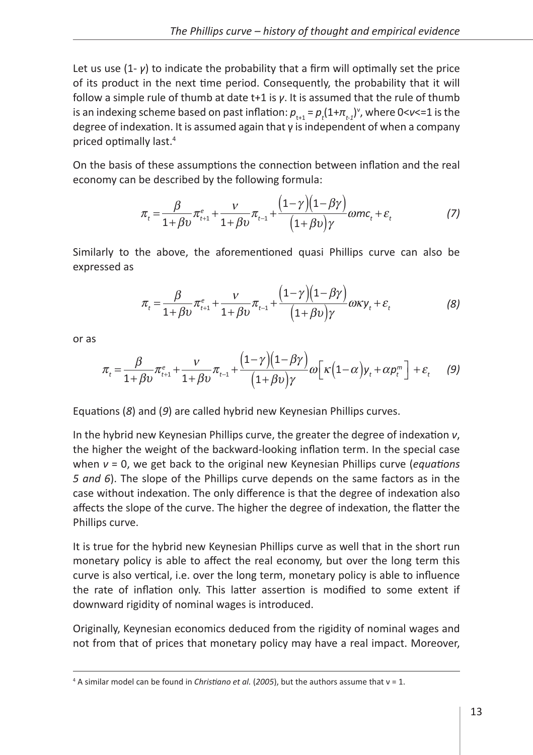Let us use (1- $\gamma$) to indicate the probability that a firm will optimally set the price of its product in the next time period. Consequently, the probability that it will follow a simple rule of thumb at date t+1 is $\gamma$. It is assumed that the rule of thumb is an indexing scheme based on past inflation: $p_{t+1} = p_t(1+\pi_{t-1})^v$, where $0<v<=1$ is the degree of indexation. It is assumed again that $\gamma$ is independent of when a company priced optimally last.[4]

On the basis of these assumptions the connection between inflation and the real economy can be described by the following formula:

$$\pi_t = \frac{\beta}{1+\beta\upsilon}\pi^e_{t+1} + \frac{\nu}{1+\beta\upsilon}\pi_{t-1} + \frac{(1-\gamma)(1-\beta\gamma)}{(1+\beta\upsilon)\gamma}\omega mc_t + \varepsilon_t \qquad (7)$$

Similarly to the above, the aforementioned quasi Phillips curve can also be expressed as

$$\pi_t = \frac{\beta}{1+\beta\upsilon}\pi^e_{t+1} + \frac{\nu}{1+\beta\upsilon}\pi_{t-1} + \frac{(1-\gamma)(1-\beta\gamma)}{(1+\beta\upsilon)\gamma}\omega\kappa y_t + \varepsilon_t \qquad (8)$$

or as

$$\pi_t = \frac{\beta}{1+\beta\upsilon}\pi^e_{t+1} + \frac{\nu}{1+\beta\upsilon}\pi_{t-1} + \frac{(1-\gamma)(1-\beta\gamma)}{(1+\beta\upsilon)\gamma}\omega\left[\kappa(1-\alpha)y_t + \alpha p^m_t\right] + \varepsilon_t \qquad (9)$$

Equations (*8*) and (*9*) are called hybrid new Keynesian Phillips curves.

In the hybrid new Keynesian Phillips curve, the greater the degree of indexation $v$, the higher the weight of the backward-looking inflation term. In the special case when $v = 0$, we get back to the original new Keynesian Phillips curve (*equations 5 and 6*). The slope of the Phillips curve depends on the same factors as in the case without indexation. The only difference is that the degree of indexation also affects the slope of the curve. The higher the degree of indexation, the flatter the Phillips curve.

It is true for the hybrid new Keynesian Phillips curve as well that in the short run monetary policy is able to affect the real economy, but over the long term this curve is also vertical, i.e. over the long term, monetary policy is able to influence the rate of inflation only. This latter assertion is modified to some extent if downward rigidity of nominal wages is introduced.

Originally, Keynesian economics deduced from the rigidity of nominal wages and not from that of prices that monetary policy may have a real impact. Moreover,

[4] A similar model can be found in *Christiano et al.* (*2005*), but the authors assume that $v = 1$.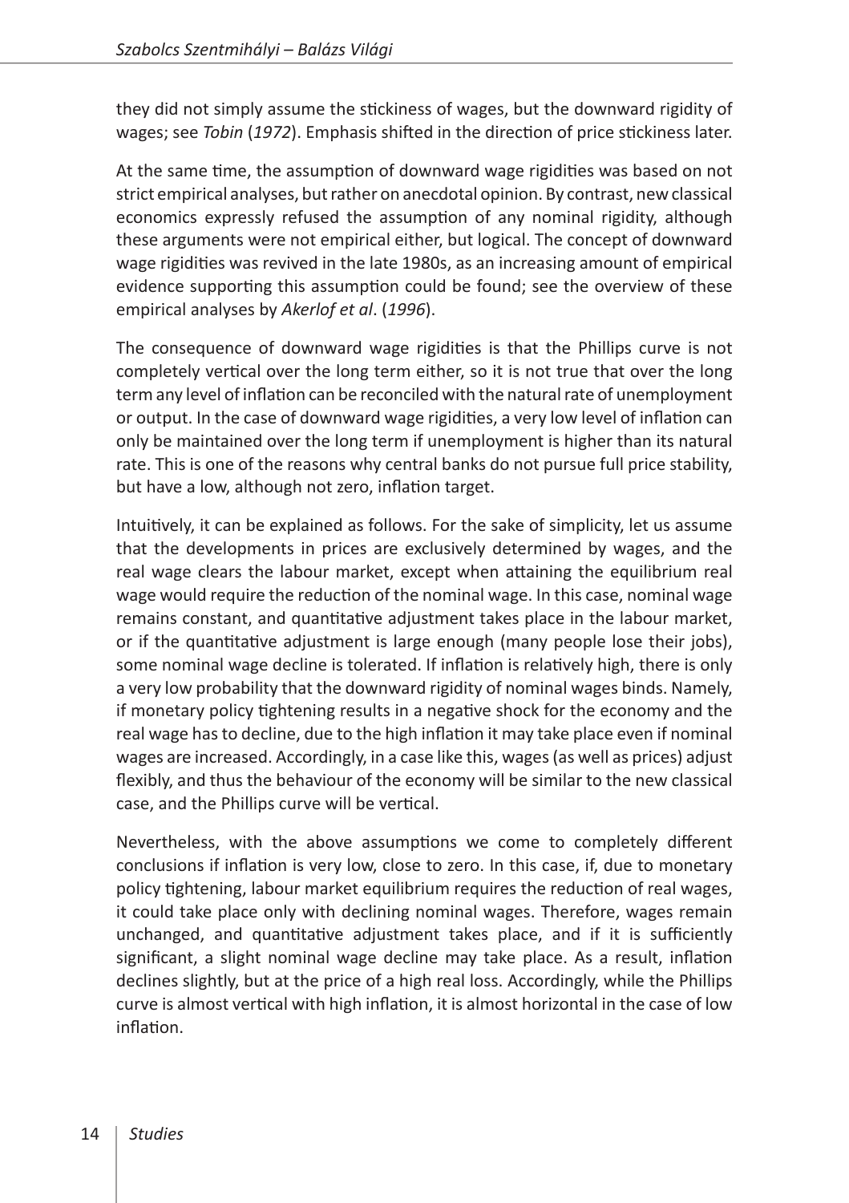they did not simply assume the stickiness of wages, but the downward rigidity of wages; see *Tobin* (*1972*). Emphasis shifted in the direction of price stickiness later.

At the same time, the assumption of downward wage rigidities was based on not strict empirical analyses, but rather on anecdotal opinion. By contrast, new classical economics expressly refused the assumption of any nominal rigidity, although these arguments were not empirical either, but logical. The concept of downward wage rigidities was revived in the late 1980s, as an increasing amount of empirical evidence supporting this assumption could be found; see the overview of these empirical analyses by *Akerlof et al*. (*1996*).

The consequence of downward wage rigidities is that the Phillips curve is not completely vertical over the long term either, so it is not true that over the long term any level of inflation can be reconciled with the natural rate of unemployment or output. In the case of downward wage rigidities, a very low level of inflation can only be maintained over the long term if unemployment is higher than its natural rate. This is one of the reasons why central banks do not pursue full price stability, but have a low, although not zero, inflation target.

Intuitively, it can be explained as follows. For the sake of simplicity, let us assume that the developments in prices are exclusively determined by wages, and the real wage clears the labour market, except when attaining the equilibrium real wage would require the reduction of the nominal wage. In this case, nominal wage remains constant, and quantitative adjustment takes place in the labour market, or if the quantitative adjustment is large enough (many people lose their jobs), some nominal wage decline is tolerated. If inflation is relatively high, there is only a very low probability that the downward rigidity of nominal wages binds. Namely, if monetary policy tightening results in a negative shock for the economy and the real wage has to decline, due to the high inflation it may take place even if nominal wages are increased. Accordingly, in a case like this, wages (as well as prices) adjust flexibly, and thus the behaviour of the economy will be similar to the new classical case, and the Phillips curve will be vertical.

Nevertheless, with the above assumptions we come to completely different conclusions if inflation is very low, close to zero. In this case, if, due to monetary policy tightening, labour market equilibrium requires the reduction of real wages, it could take place only with declining nominal wages. Therefore, wages remain unchanged, and quantitative adjustment takes place, and if it is sufficiently significant, a slight nominal wage decline may take place. As a result, inflation declines slightly, but at the price of a high real loss. Accordingly, while the Phillips curve is almost vertical with high inflation, it is almost horizontal in the case of low inflation.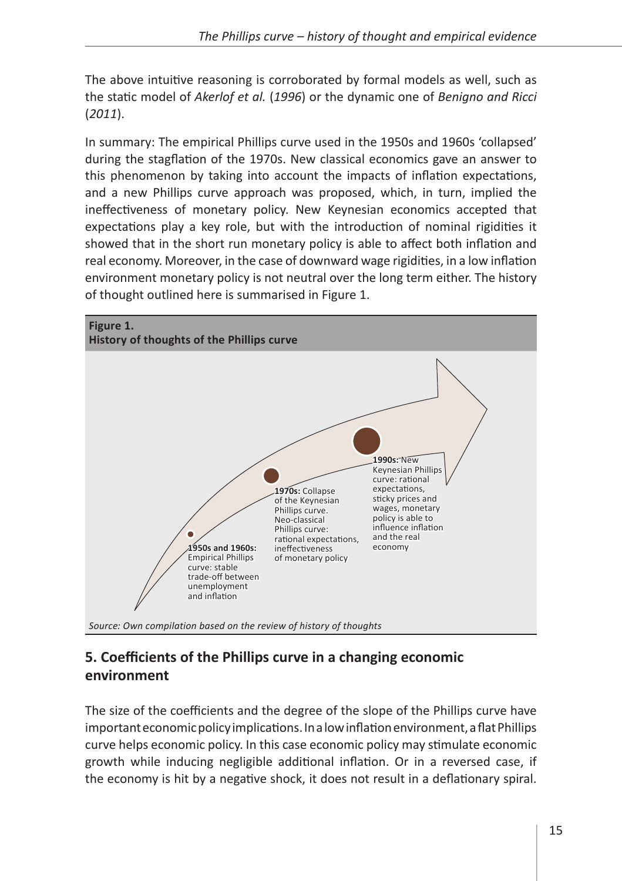The above intuitive reasoning is corroborated by formal models as well, such as the static model of *Akerlof et al.* (*1996*) or the dynamic one of *Benigno and Ricci* (*2011*).

In summary: The empirical Phillips curve used in the 1950s and 1960s 'collapsed' during the stagflation of the 1970s. New classical economics gave an answer to this phenomenon by taking into account the impacts of inflation expectations, and a new Phillips curve approach was proposed, which, in turn, implied the ineffectiveness of monetary policy. New Keynesian economics accepted that expectations play a key role, but with the introduction of nominal rigidities it showed that in the short run monetary policy is able to affect both inflation and real economy. Moreover, in the case of downward wage rigidities, in a low inflation environment monetary policy is not neutral over the long term either. The history of thought outlined here is summarised in Figure 1.

**Figure 1.**
**History of thoughts of the Phillips curve**

**1950s and 1960s:** Empirical Phillips curve: stable trade-off between unemployment and inflation

**1970s:** Collapse of the Keynesian Phillips curve. Neo-classical Phillips curve: rational expectations, ineffectiveness of monetary policy

**1990s:** New Keynesian Phillips curve: rational expectations, sticky prices and wages, monetary policy is able to influence inflation and the real economy

*Source: Own compilation based on the review of history of thoughts*

## 5. Coefficients of the Phillips curve in a changing economic environment

The size of the coefficients and the degree of the slope of the Phillips curve have important economic policy implications. In a low inflation environment, a flat Phillips curve helps economic policy. In this case economic policy may stimulate economic growth while inducing negligible additional inflation. Or in a reversed case, if the economy is hit by a negative shock, it does not result in a deflationary spiral.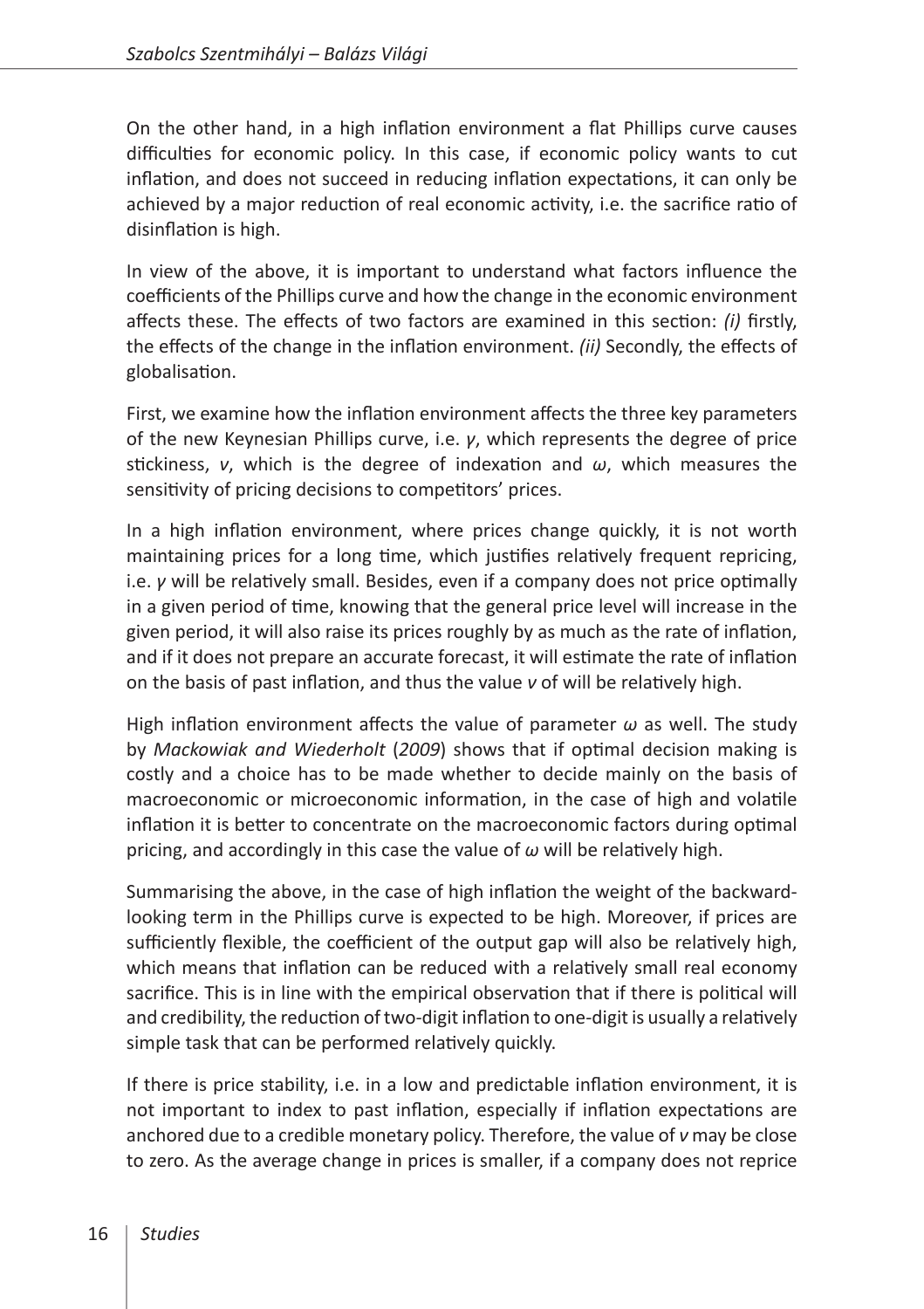On the other hand, in a high inflation environment a flat Phillips curve causes difficulties for economic policy. In this case, if economic policy wants to cut inflation, and does not succeed in reducing inflation expectations, it can only be achieved by a major reduction of real economic activity, i.e. the sacrifice ratio of disinflation is high.

In view of the above, it is important to understand what factors influence the coefficients of the Phillips curve and how the change in the economic environment affects these. The effects of two factors are examined in this section: *(i)* firstly, the effects of the change in the inflation environment. *(ii)* Secondly, the effects of globalisation.

First, we examine how the inflation environment affects the three key parameters of the new Keynesian Phillips curve, i.e. $\gamma$, which represents the degree of price stickiness, $v$, which is the degree of indexation and $\omega$, which measures the sensitivity of pricing decisions to competitors' prices.

In a high inflation environment, where prices change quickly, it is not worth maintaining prices for a long time, which justifies relatively frequent repricing, i.e. $\gamma$ will be relatively small. Besides, even if a company does not price optimally in a given period of time, knowing that the general price level will increase in the given period, it will also raise its prices roughly by as much as the rate of inflation, and if it does not prepare an accurate forecast, it will estimate the rate of inflation on the basis of past inflation, and thus the value $v$ of will be relatively high.

High inflation environment affects the value of parameter $\omega$ as well. The study by *Mackowiak and Wiederholt* (*2009*) shows that if optimal decision making is costly and a choice has to be made whether to decide mainly on the basis of macroeconomic or microeconomic information, in the case of high and volatile inflation it is better to concentrate on the macroeconomic factors during optimal pricing, and accordingly in this case the value of $\omega$ will be relatively high.

Summarising the above, in the case of high inflation the weight of the backward-looking term in the Phillips curve is expected to be high. Moreover, if prices are sufficiently flexible, the coefficient of the output gap will also be relatively high, which means that inflation can be reduced with a relatively small real economy sacrifice. This is in line with the empirical observation that if there is political will and credibility, the reduction of two-digit inflation to one-digit is usually a relatively simple task that can be performed relatively quickly.

If there is price stability, i.e. in a low and predictable inflation environment, it is not important to index to past inflation, especially if inflation expectations are anchored due to a credible monetary policy. Therefore, the value of $v$ may be close to zero. As the average change in prices is smaller, if a company does not reprice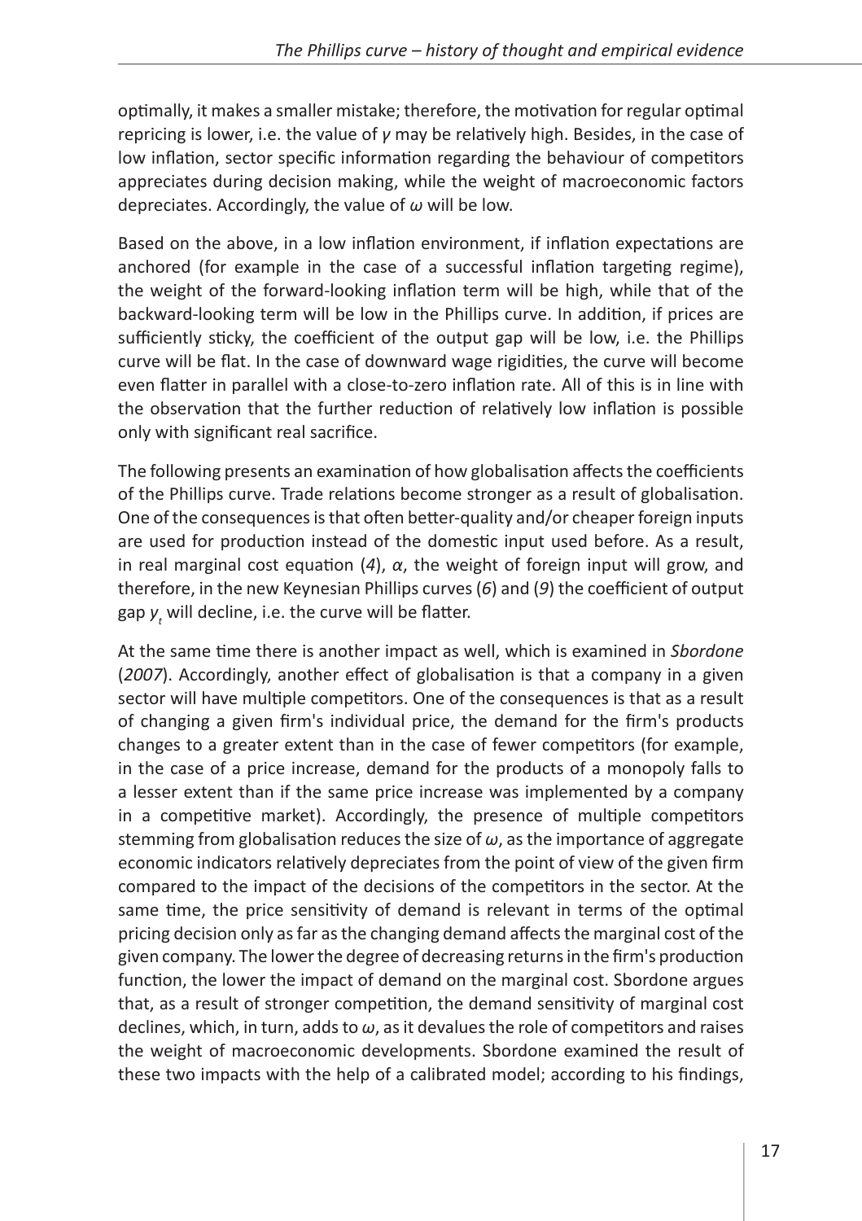optimally, it makes a smaller mistake; therefore, the motivation for regular optimal repricing is lower, i.e. the value of $\gamma$ may be relatively high. Besides, in the case of low inflation, sector specific information regarding the behaviour of competitors appreciates during decision making, while the weight of macroeconomic factors depreciates. Accordingly, the value of $\omega$ will be low.

Based on the above, in a low inflation environment, if inflation expectations are anchored (for example in the case of a successful inflation targeting regime), the weight of the forward-looking inflation term will be high, while that of the backward-looking term will be low in the Phillips curve. In addition, if prices are sufficiently sticky, the coefficient of the output gap will be low, i.e. the Phillips curve will be flat. In the case of downward wage rigidities, the curve will become even flatter in parallel with a close-to-zero inflation rate. All of this is in line with the observation that the further reduction of relatively low inflation is possible only with significant real sacrifice.

The following presents an examination of how globalisation affects the coefficients of the Phillips curve. Trade relations become stronger as a result of globalisation. One of the consequences is that often better-quality and/or cheaper foreign inputs are used for production instead of the domestic input used before. As a result, in real marginal cost equation (*4*), $\alpha$, the weight of foreign input will grow, and therefore, in the new Keynesian Phillips curves (*6*) and (*9*) the coefficient of output gap $y_t$ will decline, i.e. the curve will be flatter.

At the same time there is another impact as well, which is examined in *Sbordone* (*2007*). Accordingly, another effect of globalisation is that a company in a given sector will have multiple competitors. One of the consequences is that as a result of changing a given firm's individual price, the demand for the firm's products changes to a greater extent than in the case of fewer competitors (for example, in the case of a price increase, demand for the products of a monopoly falls to a lesser extent than if the same price increase was implemented by a company in a competitive market). Accordingly, the presence of multiple competitors stemming from globalisation reduces the size of $\omega$, as the importance of aggregate economic indicators relatively depreciates from the point of view of the given firm compared to the impact of the decisions of the competitors in the sector. At the same time, the price sensitivity of demand is relevant in terms of the optimal pricing decision only as far as the changing demand affects the marginal cost of the given company. The lower the degree of decreasing returns in the firm's production function, the lower the impact of demand on the marginal cost. Sbordone argues that, as a result of stronger competition, the demand sensitivity of marginal cost declines, which, in turn, adds to $\omega$, as it devalues the role of competitors and raises the weight of macroeconomic developments. Sbordone examined the result of these two impacts with the help of a calibrated model; according to his findings,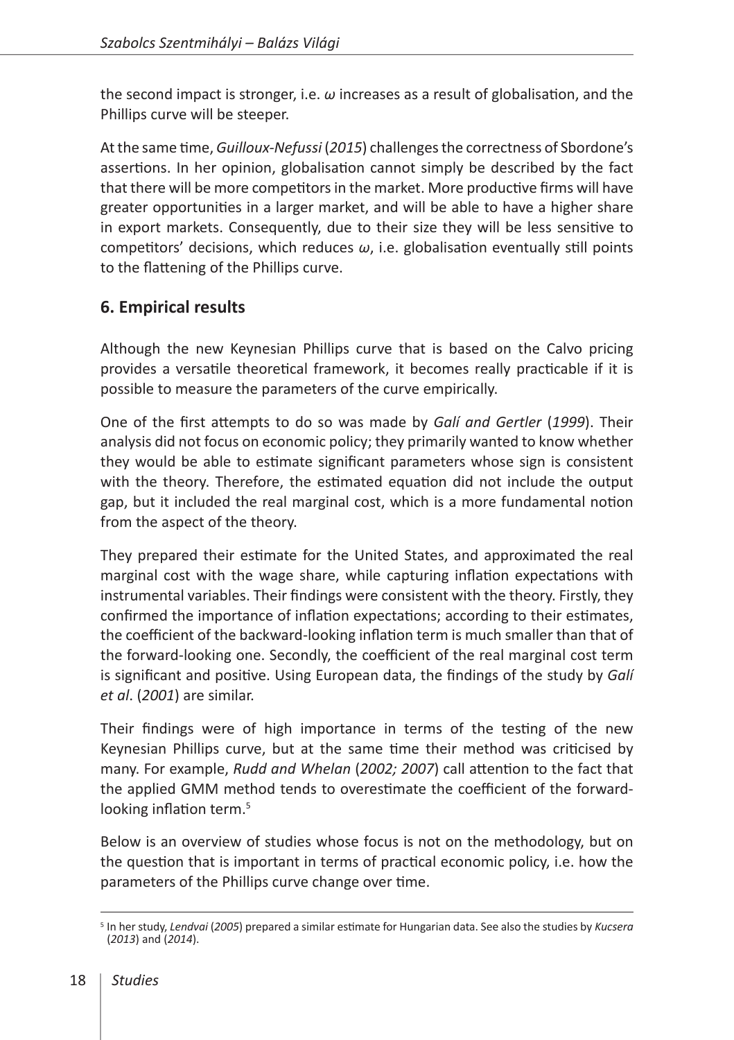the second impact is stronger, i.e. $\omega$ increases as a result of globalisation, and the Phillips curve will be steeper.

At the same time, *Guilloux-Nefussi* (*2015*) challenges the correctness of Sbordone's assertions. In her opinion, globalisation cannot simply be described by the fact that there will be more competitors in the market. More productive firms will have greater opportunities in a larger market, and will be able to have a higher share in export markets. Consequently, due to their size they will be less sensitive to competitors' decisions, which reduces $\omega$, i.e. globalisation eventually still points to the flattening of the Phillips curve.

## 6. Empirical results

Although the new Keynesian Phillips curve that is based on the Calvo pricing provides a versatile theoretical framework, it becomes really practicable if it is possible to measure the parameters of the curve empirically.

One of the first attempts to do so was made by *Galí and Gertler* (*1999*). Their analysis did not focus on economic policy; they primarily wanted to know whether they would be able to estimate significant parameters whose sign is consistent with the theory. Therefore, the estimated equation did not include the output gap, but it included the real marginal cost, which is a more fundamental notion from the aspect of the theory.

They prepared their estimate for the United States, and approximated the real marginal cost with the wage share, while capturing inflation expectations with instrumental variables. Their findings were consistent with the theory. Firstly, they confirmed the importance of inflation expectations; according to their estimates, the coefficient of the backward-looking inflation term is much smaller than that of the forward-looking one. Secondly, the coefficient of the real marginal cost term is significant and positive. Using European data, the findings of the study by *Galí et al*. (*2001*) are similar.

Their findings were of high importance in terms of the testing of the new Keynesian Phillips curve, but at the same time their method was criticised by many. For example, *Rudd and Whelan* (*2002; 2007*) call attention to the fact that the applied GMM method tends to overestimate the coefficient of the forward-looking inflation term.[5]

Below is an overview of studies whose focus is not on the methodology, but on the question that is important in terms of practical economic policy, i.e. how the parameters of the Phillips curve change over time.

[5] In her study, *Lendvai* (*2005*) prepared a similar estimate for Hungarian data. See also the studies by *Kucsera* (*2013*) and (*2014*).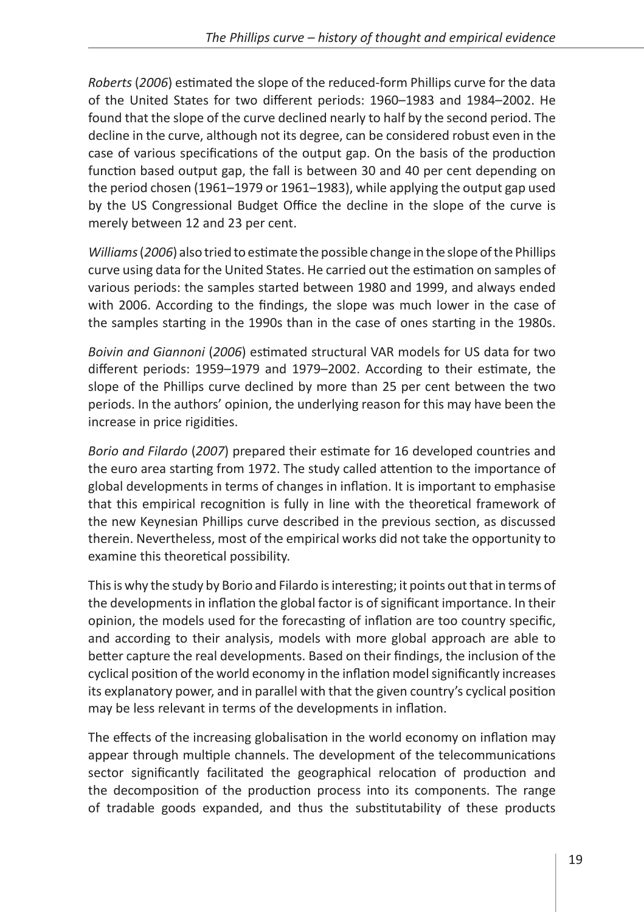*Roberts* (*2006*) estimated the slope of the reduced-form Phillips curve for the data of the United States for two different periods: 1960–1983 and 1984–2002. He found that the slope of the curve declined nearly to half by the second period. The decline in the curve, although not its degree, can be considered robust even in the case of various specifications of the output gap. On the basis of the production function based output gap, the fall is between 30 and 40 per cent depending on the period chosen (1961–1979 or 1961–1983), while applying the output gap used by the US Congressional Budget Office the decline in the slope of the curve is merely between 12 and 23 per cent.

*Williams* (*2006*) also tried to estimate the possible change in the slope of the Phillips curve using data for the United States. He carried out the estimation on samples of various periods: the samples started between 1980 and 1999, and always ended with 2006. According to the findings, the slope was much lower in the case of the samples starting in the 1990s than in the case of ones starting in the 1980s.

*Boivin and Giannoni* (*2006*) estimated structural VAR models for US data for two different periods: 1959–1979 and 1979–2002. According to their estimate, the slope of the Phillips curve declined by more than 25 per cent between the two periods. In the authors' opinion, the underlying reason for this may have been the increase in price rigidities.

*Borio and Filardo* (*2007*) prepared their estimate for 16 developed countries and the euro area starting from 1972. The study called attention to the importance of global developments in terms of changes in inflation. It is important to emphasise that this empirical recognition is fully in line with the theoretical framework of the new Keynesian Phillips curve described in the previous section, as discussed therein. Nevertheless, most of the empirical works did not take the opportunity to examine this theoretical possibility.

This is why the study by Borio and Filardo is interesting; it points out that in terms of the developments in inflation the global factor is of significant importance. In their opinion, the models used for the forecasting of inflation are too country specific, and according to their analysis, models with more global approach are able to better capture the real developments. Based on their findings, the inclusion of the cyclical position of the world economy in the inflation model significantly increases its explanatory power, and in parallel with that the given country's cyclical position may be less relevant in terms of the developments in inflation.

The effects of the increasing globalisation in the world economy on inflation may appear through multiple channels. The development of the telecommunications sector significantly facilitated the geographical relocation of production and the decomposition of the production process into its components. The range of tradable goods expanded, and thus the substitutability of these products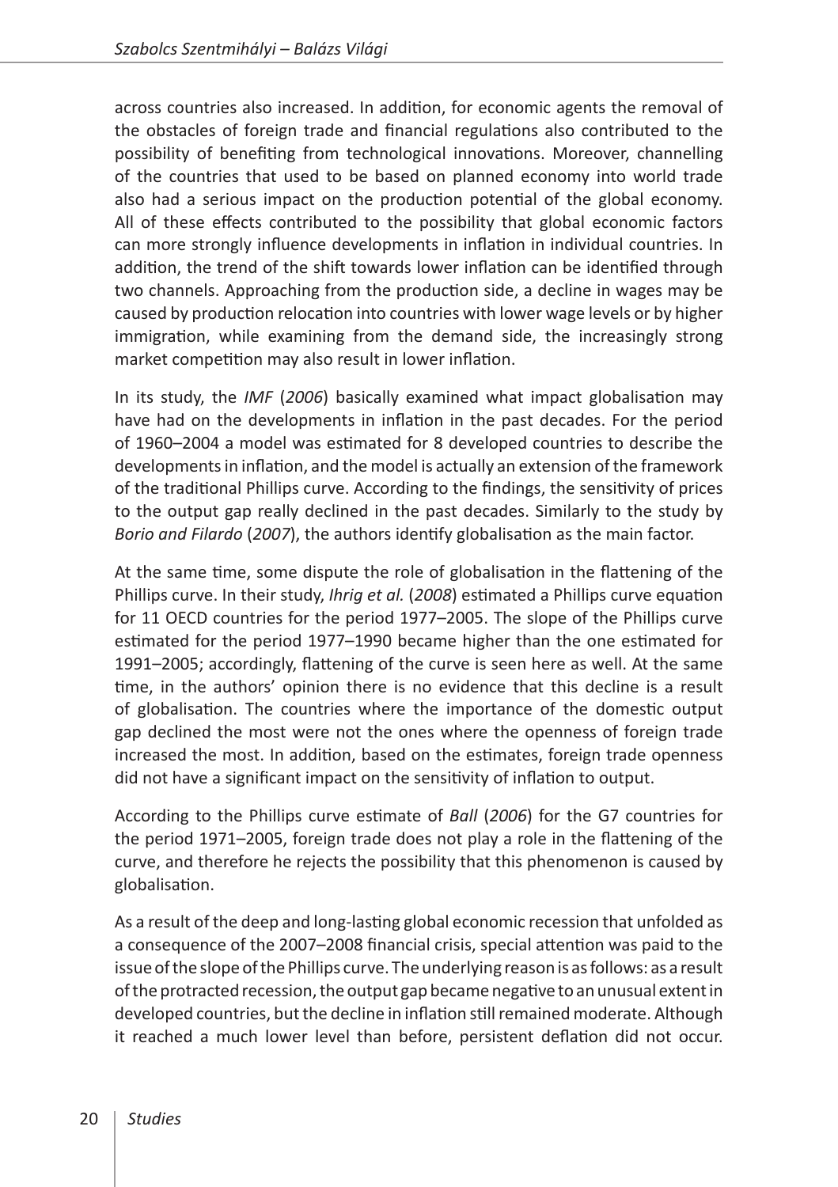across countries also increased. In addition, for economic agents the removal of the obstacles of foreign trade and financial regulations also contributed to the possibility of benefiting from technological innovations. Moreover, channelling of the countries that used to be based on planned economy into world trade also had a serious impact on the production potential of the global economy. All of these effects contributed to the possibility that global economic factors can more strongly influence developments in inflation in individual countries. In addition, the trend of the shift towards lower inflation can be identified through two channels. Approaching from the production side, a decline in wages may be caused by production relocation into countries with lower wage levels or by higher immigration, while examining from the demand side, the increasingly strong market competition may also result in lower inflation.

In its study, the *IMF* (*2006*) basically examined what impact globalisation may have had on the developments in inflation in the past decades. For the period of 1960–2004 a model was estimated for 8 developed countries to describe the developments in inflation, and the model is actually an extension of the framework of the traditional Phillips curve. According to the findings, the sensitivity of prices to the output gap really declined in the past decades. Similarly to the study by *Borio and Filardo* (*2007*), the authors identify globalisation as the main factor.

At the same time, some dispute the role of globalisation in the flattening of the Phillips curve. In their study, *Ihrig et al.* (*2008*) estimated a Phillips curve equation for 11 OECD countries for the period 1977–2005. The slope of the Phillips curve estimated for the period 1977–1990 became higher than the one estimated for 1991–2005; accordingly, flattening of the curve is seen here as well. At the same time, in the authors' opinion there is no evidence that this decline is a result of globalisation. The countries where the importance of the domestic output gap declined the most were not the ones where the openness of foreign trade increased the most. In addition, based on the estimates, foreign trade openness did not have a significant impact on the sensitivity of inflation to output.

According to the Phillips curve estimate of *Ball* (*2006*) for the G7 countries for the period 1971–2005, foreign trade does not play a role in the flattening of the curve, and therefore he rejects the possibility that this phenomenon is caused by globalisation.

As a result of the deep and long-lasting global economic recession that unfolded as a consequence of the 2007–2008 financial crisis, special attention was paid to the issue of the slope of the Phillips curve. The underlying reason is as follows: as a result of the protracted recession, the output gap became negative to an unusual extent in developed countries, but the decline in inflation still remained moderate. Although it reached a much lower level than before, persistent deflation did not occur.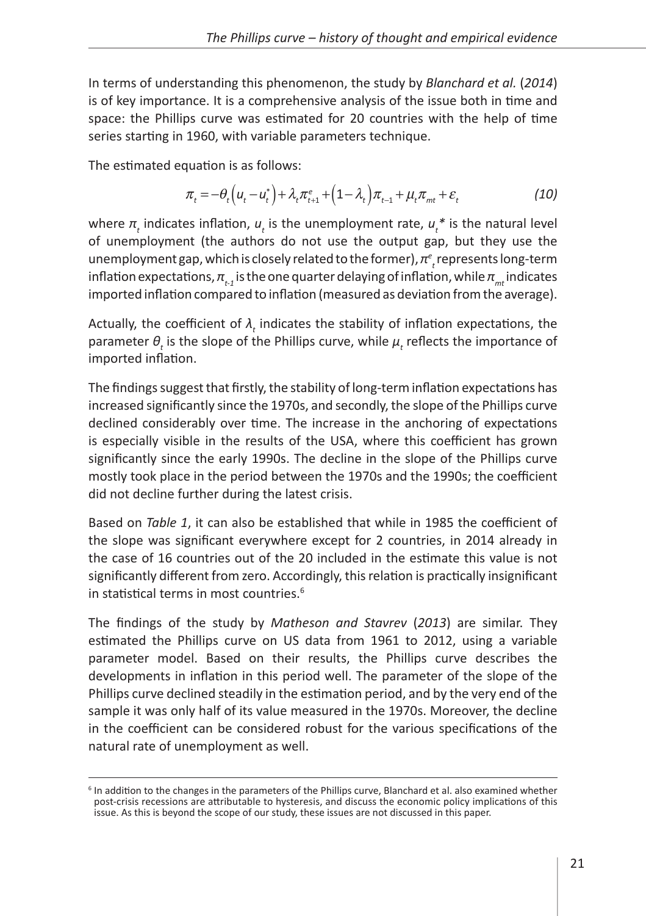In terms of understanding this phenomenon, the study by *Blanchard et al.* (*2014*) is of key importance. It is a comprehensive analysis of the issue both in time and space: the Phillips curve was estimated for 20 countries with the help of time series starting in 1960, with variable parameters technique.

The estimated equation is as follows:

$$\pi_t = -\theta_t\left(u_t - u_t^*\right) + \lambda_t \pi_{t+1}^e + \left(1-\lambda_t\right)\pi_{t-1} + \mu_t \pi_{mt} + \varepsilon_t \tag{10}$$

where $\pi_t$ indicates inflation, $u_t$ is the unemployment rate, $u_t$* is the natural level of unemployment (the authors do not use the output gap, but they use the unemployment gap, which is closely related to the former), $\pi^e_t$ represents long-term inflation expectations, $\pi_{t-1}$ is the one quarter delaying of inflation, while $\pi_{mt}$ indicates imported inflation compared to inflation (measured as deviation from the average).

Actually, the coefficient of $\lambda_t$ indicates the stability of inflation expectations, the parameter $\theta_t$ is the slope of the Phillips curve, while $\mu_t$ reflects the importance of imported inflation.

The findings suggest that firstly, the stability of long-term inflation expectations has increased significantly since the 1970s, and secondly, the slope of the Phillips curve declined considerably over time. The increase in the anchoring of expectations is especially visible in the results of the USA, where this coefficient has grown significantly since the early 1990s. The decline in the slope of the Phillips curve mostly took place in the period between the 1970s and the 1990s; the coefficient did not decline further during the latest crisis.

Based on *Table 1*, it can also be established that while in 1985 the coefficient of the slope was significant everywhere except for 2 countries, in 2014 already in the case of 16 countries out of the 20 included in the estimate this value is not significantly different from zero. Accordingly, this relation is practically insignificant in statistical terms in most countries.[6]

The findings of the study by *Matheson and Stavrev* (*2013*) are similar. They estimated the Phillips curve on US data from 1961 to 2012, using a variable parameter model. Based on their results, the Phillips curve describes the developments in inflation in this period well. The parameter of the slope of the Phillips curve declined steadily in the estimation period, and by the very end of the sample it was only half of its value measured in the 1970s. Moreover, the decline in the coefficient can be considered robust for the various specifications of the natural rate of unemployment as well.

[6] In addition to the changes in the parameters of the Phillips curve, Blanchard et al. also examined whether post-crisis recessions are attributable to hysteresis, and discuss the economic policy implications of this issue. As this is beyond the scope of our study, these issues are not discussed in this paper.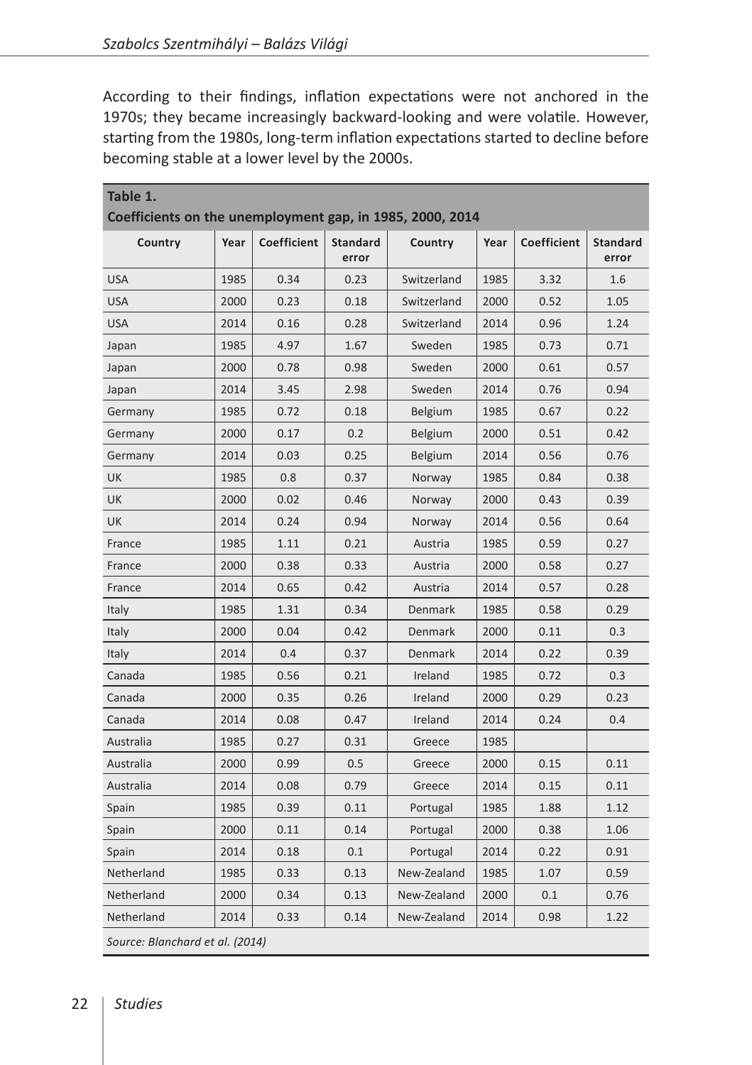According to their findings, inflation expectations were not anchored in the 1970s; they became increasingly backward-looking and were volatile. However, starting from the 1980s, long-term inflation expectations started to decline before becoming stable at a lower level by the 2000s.

**Table 1.**
**Coefficients on the unemployment gap, in 1985, 2000, 2014**

| Country | Year | Coefficient | Standard error | Country | Year | Coefficient | Standard error |
|---|---|---|---|---|---|---|---|
| USA | 1985 | 0.34 | 0.23 | Switzerland | 1985 | 3.32 | 1.6 |
| USA | 2000 | 0.23 | 0.18 | Switzerland | 2000 | 0.52 | 1.05 |
| USA | 2014 | 0.16 | 0.28 | Switzerland | 2014 | 0.96 | 1.24 |
| Japan | 1985 | 4.97 | 1.67 | Sweden | 1985 | 0.73 | 0.71 |
| Japan | 2000 | 0.78 | 0.98 | Sweden | 2000 | 0.61 | 0.57 |
| Japan | 2014 | 3.45 | 2.98 | Sweden | 2014 | 0.76 | 0.94 |
| Germany | 1985 | 0.72 | 0.18 | Belgium | 1985 | 0.67 | 0.22 |
| Germany | 2000 | 0.17 | 0.2 | Belgium | 2000 | 0.51 | 0.42 |
| Germany | 2014 | 0.03 | 0.25 | Belgium | 2014 | 0.56 | 0.76 |
| UK | 1985 | 0.8 | 0.37 | Norway | 1985 | 0.84 | 0.38 |
| UK | 2000 | 0.02 | 0.46 | Norway | 2000 | 0.43 | 0.39 |
| UK | 2014 | 0.24 | 0.94 | Norway | 2014 | 0.56 | 0.64 |
| France | 1985 | 1.11 | 0.21 | Austria | 1985 | 0.59 | 0.27 |
| France | 2000 | 0.38 | 0.33 | Austria | 2000 | 0.58 | 0.27 |
| France | 2014 | 0.65 | 0.42 | Austria | 2014 | 0.57 | 0.28 |
| Italy | 1985 | 1.31 | 0.34 | Denmark | 1985 | 0.58 | 0.29 |
| Italy | 2000 | 0.04 | 0.42 | Denmark | 2000 | 0.11 | 0.3 |
| Italy | 2014 | 0.4 | 0.37 | Denmark | 2014 | 0.22 | 0.39 |
| Canada | 1985 | 0.56 | 0.21 | Ireland | 1985 | 0.72 | 0.3 |
| Canada | 2000 | 0.35 | 0.26 | Ireland | 2000 | 0.29 | 0.23 |
| Canada | 2014 | 0.08 | 0.47 | Ireland | 2014 | 0.24 | 0.4 |
| Australia | 1985 | 0.27 | 0.31 | Greece | 1985 | | |
| Australia | 2000 | 0.99 | 0.5 | Greece | 2000 | 0.15 | 0.11 |
| Australia | 2014 | 0.08 | 0.79 | Greece | 2014 | 0.15 | 0.11 |
| Spain | 1985 | 0.39 | 0.11 | Portugal | 1985 | 1.88 | 1.12 |
| Spain | 2000 | 0.11 | 0.14 | Portugal | 2000 | 0.38 | 1.06 |
| Spain | 2014 | 0.18 | 0.1 | Portugal | 2014 | 0.22 | 0.91 |
| Netherland | 1985 | 0.33 | 0.13 | New-Zealand | 1985 | 1.07 | 0.59 |
| Netherland | 2000 | 0.34 | 0.13 | New-Zealand | 2000 | 0.1 | 0.76 |
| Netherland | 2014 | 0.33 | 0.14 | New-Zealand | 2014 | 0.98 | 1.22 |

*Source: Blanchard et al. (2014)*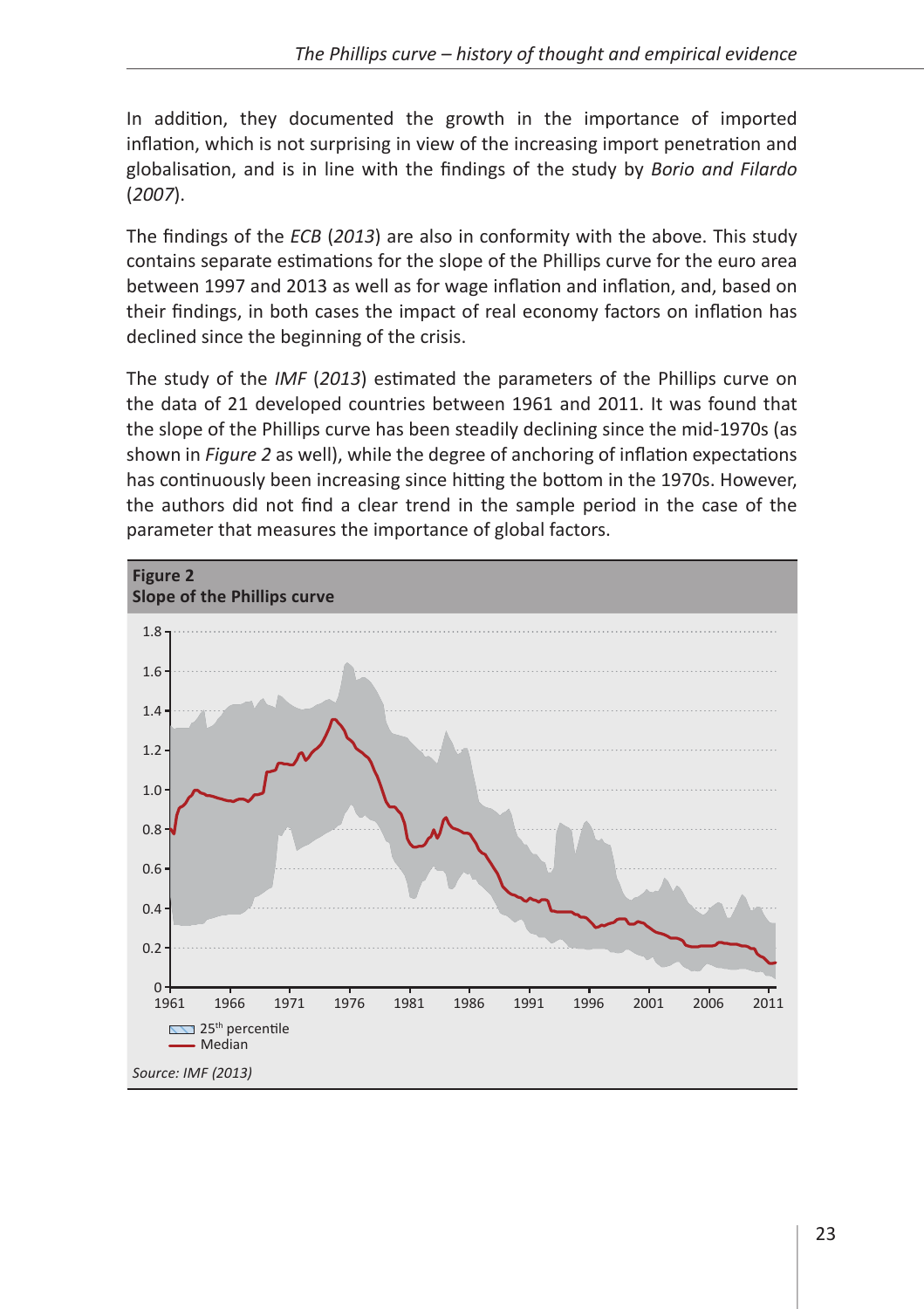In addition, they documented the growth in the importance of imported inflation, which is not surprising in view of the increasing import penetration and globalisation, and is in line with the findings of the study by *Borio and Filardo* (*2007*).

The findings of the *ECB* (*2013*) are also in conformity with the above. This study contains separate estimations for the slope of the Phillips curve for the euro area between 1997 and 2013 as well as for wage inflation and inflation, and, based on their findings, in both cases the impact of real economy factors on inflation has declined since the beginning of the crisis.

The study of the *IMF* (*2013*) estimated the parameters of the Phillips curve on the data of 21 developed countries between 1961 and 2011. It was found that the slope of the Phillips curve has been steadily declining since the mid-1970s (as shown in *Figure 2* as well), while the degree of anchoring of inflation expectations has continuously been increasing since hitting the bottom in the 1970s. However, the authors did not find a clear trend in the sample period in the case of the parameter that measures the importance of global factors.

**Figure 2**
**Slope of the Phillips curve**

*Source: IMF (2013)*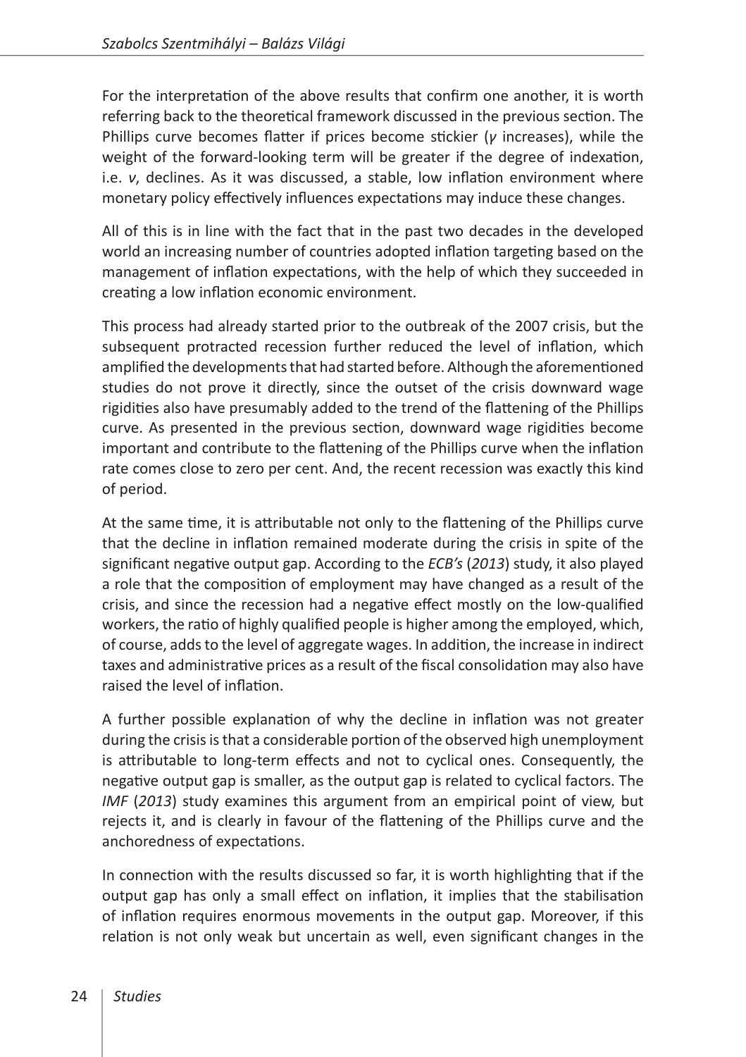For the interpretation of the above results that confirm one another, it is worth referring back to the theoretical framework discussed in the previous section. The Phillips curve becomes flatter if prices become stickier ($\gamma$ increases), while the weight of the forward-looking term will be greater if the degree of indexation, i.e. $v$, declines. As it was discussed, a stable, low inflation environment where monetary policy effectively influences expectations may induce these changes.

All of this is in line with the fact that in the past two decades in the developed world an increasing number of countries adopted inflation targeting based on the management of inflation expectations, with the help of which they succeeded in creating a low inflation economic environment.

This process had already started prior to the outbreak of the 2007 crisis, but the subsequent protracted recession further reduced the level of inflation, which amplified the developments that had started before. Although the aforementioned studies do not prove it directly, since the outset of the crisis downward wage rigidities also have presumably added to the trend of the flattening of the Phillips curve. As presented in the previous section, downward wage rigidities become important and contribute to the flattening of the Phillips curve when the inflation rate comes close to zero per cent. And, the recent recession was exactly this kind of period.

At the same time, it is attributable not only to the flattening of the Phillips curve that the decline in inflation remained moderate during the crisis in spite of the significant negative output gap. According to the *ECB's* (*2013*) study, it also played a role that the composition of employment may have changed as a result of the crisis, and since the recession had a negative effect mostly on the low-qualified workers, the ratio of highly qualified people is higher among the employed, which, of course, adds to the level of aggregate wages. In addition, the increase in indirect taxes and administrative prices as a result of the fiscal consolidation may also have raised the level of inflation.

A further possible explanation of why the decline in inflation was not greater during the crisis is that a considerable portion of the observed high unemployment is attributable to long-term effects and not to cyclical ones. Consequently, the negative output gap is smaller, as the output gap is related to cyclical factors. The *IMF* (*2013*) study examines this argument from an empirical point of view, but rejects it, and is clearly in favour of the flattening of the Phillips curve and the anchoredness of expectations.

In connection with the results discussed so far, it is worth highlighting that if the output gap has only a small effect on inflation, it implies that the stabilisation of inflation requires enormous movements in the output gap. Moreover, if this relation is not only weak but uncertain as well, even significant changes in the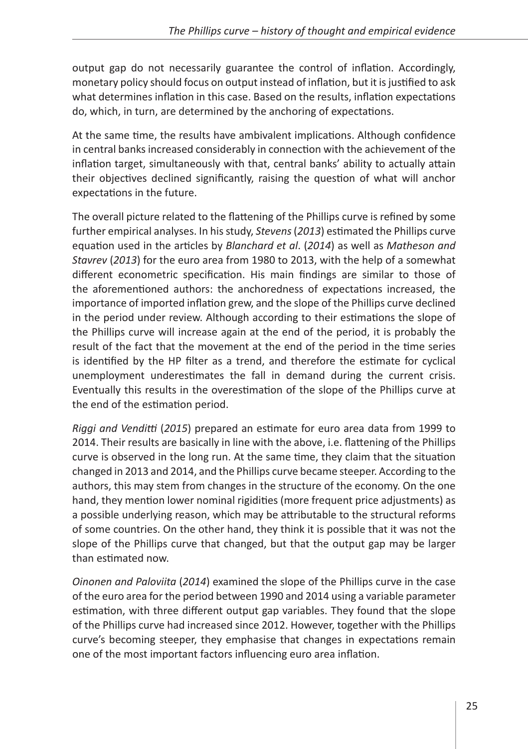output gap do not necessarily guarantee the control of inflation. Accordingly, monetary policy should focus on output instead of inflation, but it is justified to ask what determines inflation in this case. Based on the results, inflation expectations do, which, in turn, are determined by the anchoring of expectations.

At the same time, the results have ambivalent implications. Although confidence in central banks increased considerably in connection with the achievement of the inflation target, simultaneously with that, central banks' ability to actually attain their objectives declined significantly, raising the question of what will anchor expectations in the future.

The overall picture related to the flattening of the Phillips curve is refined by some further empirical analyses. In his study, *Stevens* (*2013*) estimated the Phillips curve equation used in the articles by *Blanchard et al*. (*2014*) as well as *Matheson and Stavrev* (*2013*) for the euro area from 1980 to 2013, with the help of a somewhat different econometric specification. His main findings are similar to those of the aforementioned authors: the anchoredness of expectations increased, the importance of imported inflation grew, and the slope of the Phillips curve declined in the period under review. Although according to their estimations the slope of the Phillips curve will increase again at the end of the period, it is probably the result of the fact that the movement at the end of the period in the time series is identified by the HP filter as a trend, and therefore the estimate for cyclical unemployment underestimates the fall in demand during the current crisis. Eventually this results in the overestimation of the slope of the Phillips curve at the end of the estimation period.

*Riggi and Venditti* (*2015*) prepared an estimate for euro area data from 1999 to 2014. Their results are basically in line with the above, i.e. flattening of the Phillips curve is observed in the long run. At the same time, they claim that the situation changed in 2013 and 2014, and the Phillips curve became steeper. According to the authors, this may stem from changes in the structure of the economy. On the one hand, they mention lower nominal rigidities (more frequent price adjustments) as a possible underlying reason, which may be attributable to the structural reforms of some countries. On the other hand, they think it is possible that it was not the slope of the Phillips curve that changed, but that the output gap may be larger than estimated now.

*Oinonen and Paloviita* (*2014*) examined the slope of the Phillips curve in the case of the euro area for the period between 1990 and 2014 using a variable parameter estimation, with three different output gap variables. They found that the slope of the Phillips curve had increased since 2012. However, together with the Phillips curve's becoming steeper, they emphasise that changes in expectations remain one of the most important factors influencing euro area inflation.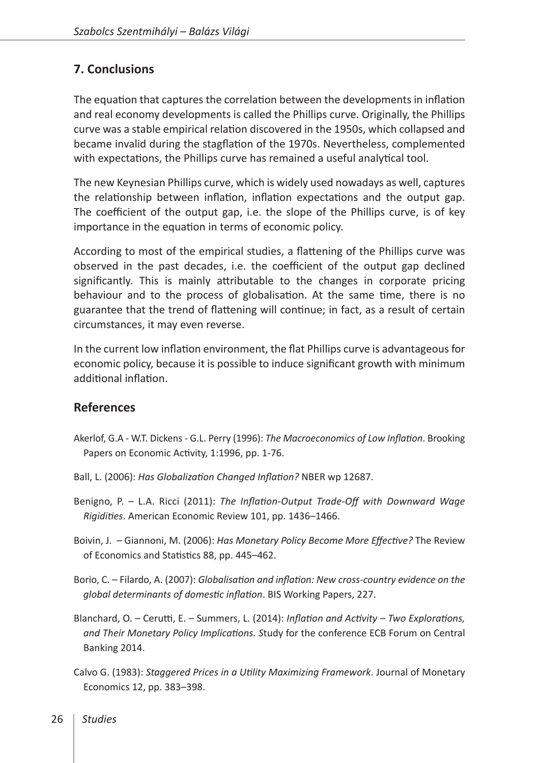## 7. Conclusions

The equation that captures the correlation between the developments in inflation and real economy developments is called the Phillips curve. Originally, the Phillips curve was a stable empirical relation discovered in the 1950s, which collapsed and became invalid during the stagflation of the 1970s. Nevertheless, complemented with expectations, the Phillips curve has remained a useful analytical tool.

The new Keynesian Phillips curve, which is widely used nowadays as well, captures the relationship between inflation, inflation expectations and the output gap. The coefficient of the output gap, i.e. the slope of the Phillips curve, is of key importance in the equation in terms of economic policy.

According to most of the empirical studies, a flattening of the Phillips curve was observed in the past decades, i.e. the coefficient of the output gap declined significantly. This is mainly attributable to the changes in corporate pricing behaviour and to the process of globalisation. At the same time, there is no guarantee that the trend of flattening will continue; in fact, as a result of certain circumstances, it may even reverse.

In the current low inflation environment, the flat Phillips curve is advantageous for economic policy, because it is possible to induce significant growth with minimum additional inflation.

## References

Akerlof, G.A - W.T. Dickens - G.L. Perry (1996): *The Macroeconomics of Low Inflation*. Brooking Papers on Economic Activity, 1:1996, pp. 1-76.

Ball, L. (2006): *Has Globalization Changed Inflation?* NBER wp 12687.

Benigno, P. – L.A. Ricci (2011): *The Inflation-Output Trade-Off with Downward Wage Rigidities*. American Economic Review 101, pp. 1436–1466.

Boivin, J. – Giannoni, M. (2006): *Has Monetary Policy Become More Effective?* The Review of Economics and Statistics 88, pp. 445–462.

Borio, C. – Filardo, A. (2007): *Globalisation and inflation: New cross-country evidence on the global determinants of domestic inflation*. BIS Working Papers, 227.

Blanchard, O. – Cerutti, E. – Summers, L. (2014): *Inflation and Activity – Two Explorations, and Their Monetary Policy Implications. S*tudy for the conference ECB Forum on Central Banking 2014.

Calvo G. (1983): *Staggered Prices in a Utility Maximizing Framework*. Journal of Monetary Economics 12, pp. 383–398.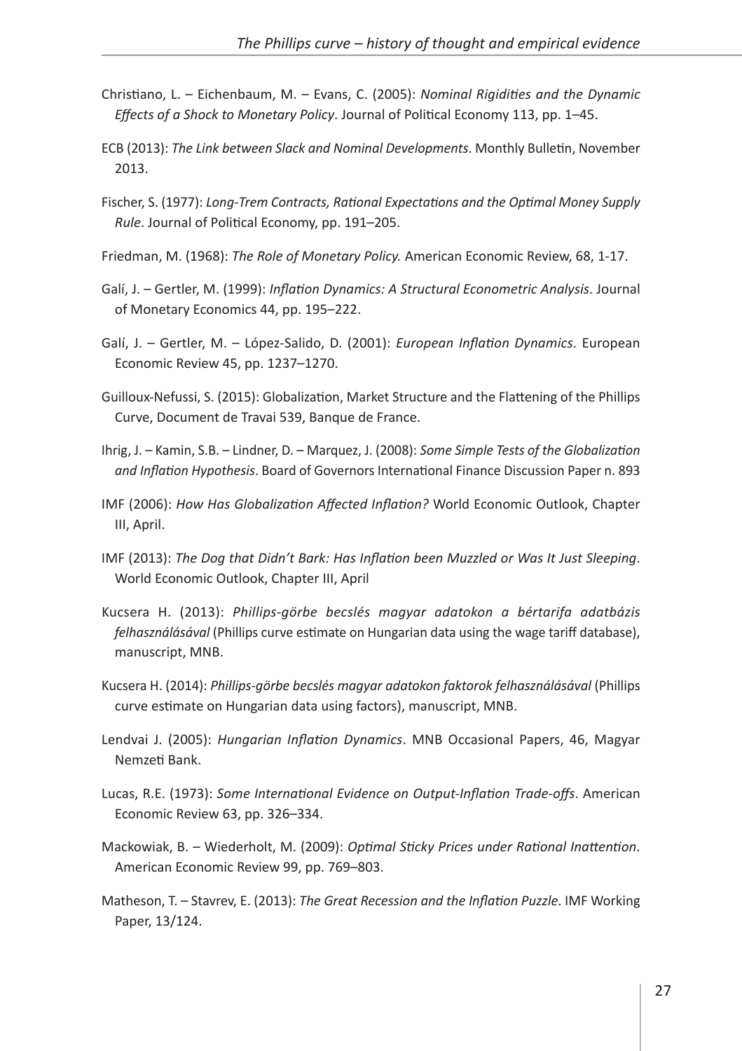Christiano, L. – Eichenbaum, M. – Evans, C. (2005): *Nominal Rigidities and the Dynamic Effects of a Shock to Monetary Policy*. Journal of Political Economy 113, pp. 1–45.

ECB (2013): *The Link between Slack and Nominal Developments*. Monthly Bulletin, November 2013.

Fischer, S. (1977): *Long-Trem Contracts, Rational Expectations and the Optimal Money Supply Rule*. Journal of Political Economy, pp. 191–205.

Friedman, M. (1968): *The Role of Monetary Policy.* American Economic Review, 68, 1-17.

Galí, J. – Gertler, M. (1999): *Inflation Dynamics: A Structural Econometric Analysis*. Journal of Monetary Economics 44, pp. 195–222.

Galí, J. – Gertler, M. – López-Salido, D. (2001): *European Inflation Dynamics*. European Economic Review 45, pp. 1237–1270.

Guilloux-Nefussi, S. (2015): Globalization, Market Structure and the Flattening of the Phillips Curve, Document de Travai 539, Banque de France.

Ihrig, J. – Kamin, S.B. – Lindner, D. – Marquez, J. (2008): *Some Simple Tests of the Globalization and Inflation Hypothesis*. Board of Governors International Finance Discussion Paper n. 893

IMF (2006): *How Has Globalization Affected Inflation?* World Economic Outlook, Chapter III, April.

IMF (2013): *The Dog that Didn't Bark: Has Inflation been Muzzled or Was It Just Sleeping*. World Economic Outlook, Chapter III, April

Kucsera H. (2013): *Phillips-görbe becslés magyar adatokon a bértarifa adatbázis felhasználásával* (Phillips curve estimate on Hungarian data using the wage tariff database), manuscript, MNB.

Kucsera H. (2014): *Phillips-görbe becslés magyar adatokon faktorok felhasználásával* (Phillips curve estimate on Hungarian data using factors), manuscript, MNB.

Lendvai J. (2005): *Hungarian Inflation Dynamics*. MNB Occasional Papers, 46, Magyar Nemzeti Bank.

Lucas, R.E. (1973): *Some International Evidence on Output-Inflation Trade-offs*. American Economic Review 63, pp. 326–334.

Mackowiak, B. – Wiederholt, M. (2009): *Optimal Sticky Prices under Rational Inattention*. American Economic Review 99, pp. 769–803.

Matheson, T. – Stavrev, E. (2013): *The Great Recession and the Inflation Puzzle*. IMF Working Paper, 13/124.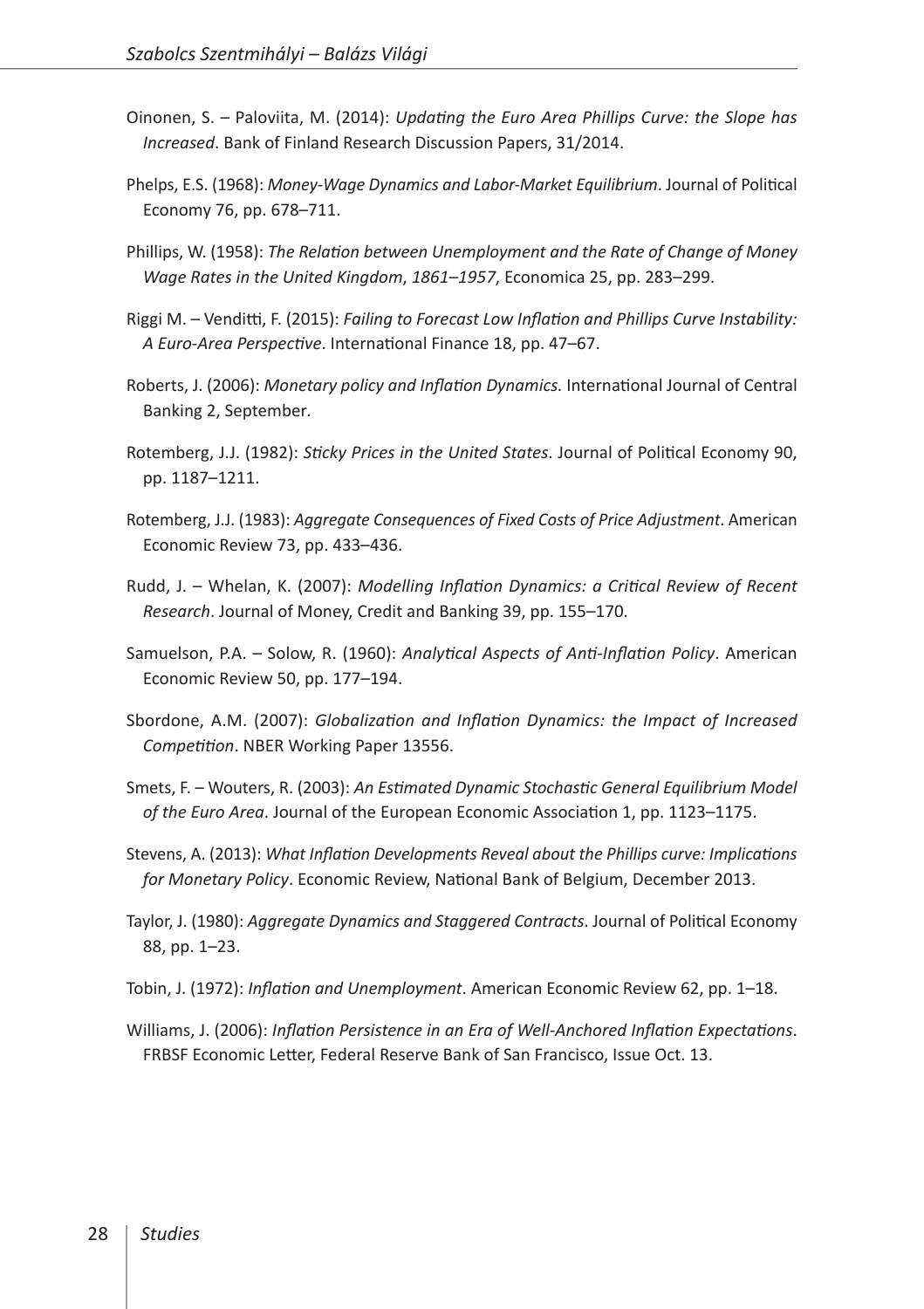Oinonen, S. – Paloviita, M. (2014): *Updating the Euro Area Phillips Curve: the Slope has Increased*. Bank of Finland Research Discussion Papers, 31/2014.

Phelps, E.S. (1968): *Money-Wage Dynamics and Labor-Market Equilibrium*. Journal of Political Economy 76, pp. 678–711.

Phillips, W. (1958): *The Relation between Unemployment and the Rate of Change of Money Wage Rates in the United Kingdom*, *1861–1957*, Economica 25, pp. 283–299.

Riggi M. – Venditti, F. (2015): *Failing to Forecast Low Inflation and Phillips Curve Instability: A Euro-Area Perspective*. International Finance 18, pp. 47–67.

Roberts, J. (2006): *Monetary policy and Inflation Dynamics.* International Journal of Central Banking 2, September.

Rotemberg, J.J. (1982): *Sticky Prices in the United States*. Journal of Political Economy 90, pp. 1187–1211.

Rotemberg, J.J. (1983): *Aggregate Consequences of Fixed Costs of Price Adjustment*. American Economic Review 73, pp. 433–436.

Rudd, J. – Whelan, K. (2007): *Modelling Inflation Dynamics: a Critical Review of Recent Research*. Journal of Money, Credit and Banking 39, pp. 155–170.

Samuelson, P.A. – Solow, R. (1960): *Analytical Aspects of Anti-Inflation Policy*. American Economic Review 50, pp. 177–194.

Sbordone, A.M. (2007): *Globalization and Inflation Dynamics: the Impact of Increased Competition*. NBER Working Paper 13556.

Smets, F. – Wouters, R. (2003): *An Estimated Dynamic Stochastic General Equilibrium Model of the Euro Area*. Journal of the European Economic Association 1, pp. 1123–1175.

Stevens, A. (2013): *What Inflation Developments Reveal about the Phillips curve: Implications for Monetary Policy*. Economic Review, National Bank of Belgium, December 2013.

Taylor, J. (1980): *Aggregate Dynamics and Staggered Contracts*. Journal of Political Economy 88, pp. 1–23.

Tobin, J. (1972): *Inflation and Unemployment*. American Economic Review 62, pp. 1–18.

Williams, J. (2006): *Inflation Persistence in an Era of Well-Anchored Inflation Expectations*. FRBSF Economic Letter, Federal Reserve Bank of San Francisco, Issue Oct. 13.